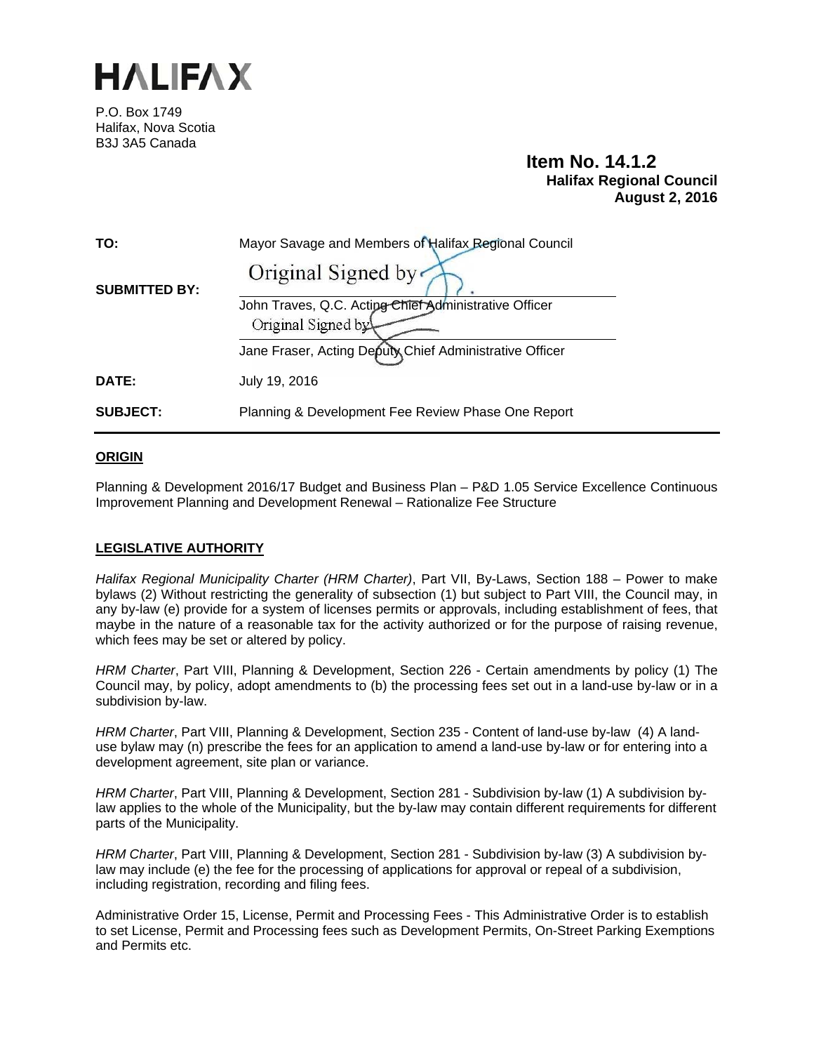# HALIFAX

P.O. Box 1749
Halifax, Nova Scotia
B3J 3A5 Canada

**Item No. 14.1.2**
**Halifax Regional Council**
**August 2, 2016**

| | |
|---|---|
| **TO:** | Mayor Savage and Members of Halifax Regional Council |
| **SUBMITTED BY:** | Original Signed by<br>John Traves, Q.C. Acting Chief Administrative Officer<br>Original Signed by<br>Jane Fraser, Acting Deputy Chief Administrative Officer |
| **DATE:** | July 19, 2016 |
| **SUBJECT:** | Planning & Development Fee Review Phase One Report |

## ORIGIN

Planning & Development 2016/17 Budget and Business Plan – P&D 1.05 Service Excellence Continuous Improvement Planning and Development Renewal – Rationalize Fee Structure

## LEGISLATIVE AUTHORITY

*Halifax Regional Municipality Charter (HRM Charter)*, Part VII, By-Laws, Section 188 – Power to make bylaws (2) Without restricting the generality of subsection (1) but subject to Part VIII, the Council may, in any by-law (e) provide for a system of licenses permits or approvals, including establishment of fees, that maybe in the nature of a reasonable tax for the activity authorized or for the purpose of raising revenue, which fees may be set or altered by policy.

*HRM Charter*, Part VIII, Planning & Development, Section 226 - Certain amendments by policy (1) The Council may, by policy, adopt amendments to (b) the processing fees set out in a land-use by-law or in a subdivision by-law.

*HRM Charter*, Part VIII, Planning & Development, Section 235 - Content of land-use by-law (4) A land-use bylaw may (n) prescribe the fees for an application to amend a land-use by-law or for entering into a development agreement, site plan or variance.

*HRM Charter*, Part VIII, Planning & Development, Section 281 - Subdivision by-law (1) A subdivision by-law applies to the whole of the Municipality, but the by-law may contain different requirements for different parts of the Municipality.

*HRM Charter*, Part VIII, Planning & Development, Section 281 - Subdivision by-law (3) A subdivision by-law may include (e) the fee for the processing of applications for approval or repeal of a subdivision, including registration, recording and filing fees.

Administrative Order 15, License, Permit and Processing Fees - This Administrative Order is to establish to set License, Permit and Processing fees such as Development Permits, On-Street Parking Exemptions and Permits etc.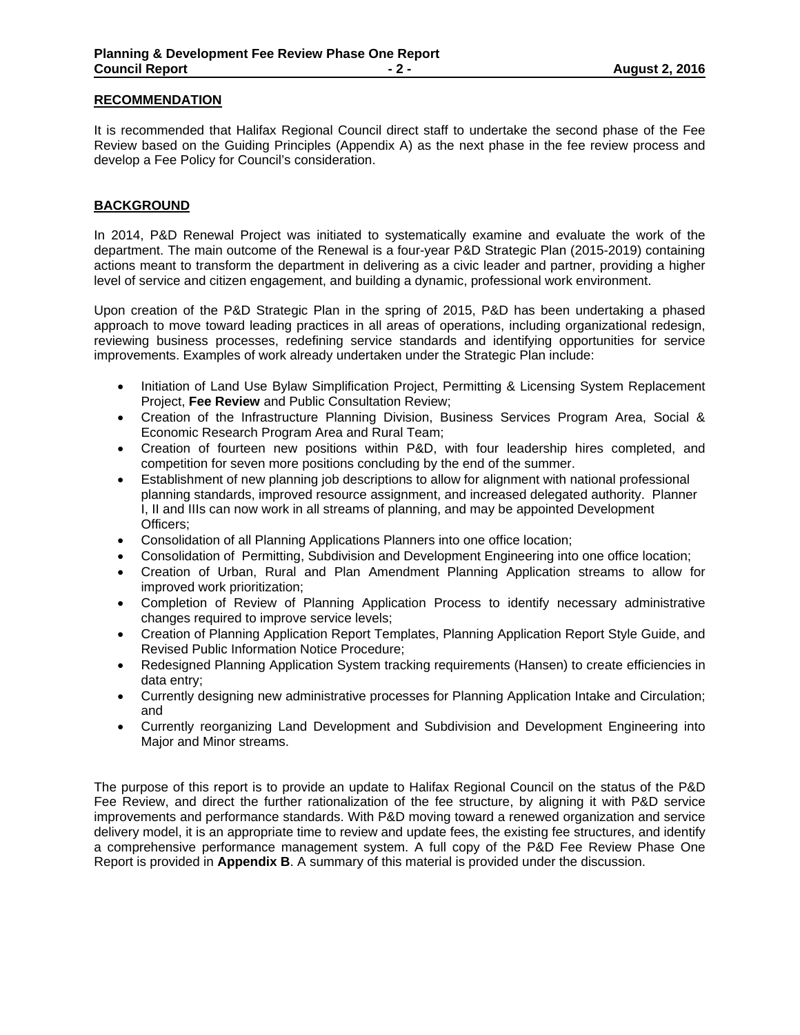## RECOMMENDATION

It is recommended that Halifax Regional Council direct staff to undertake the second phase of the Fee Review based on the Guiding Principles (Appendix A) as the next phase in the fee review process and develop a Fee Policy for Council's consideration.

## BACKGROUND

In 2014, P&D Renewal Project was initiated to systematically examine and evaluate the work of the department. The main outcome of the Renewal is a four-year P&D Strategic Plan (2015-2019) containing actions meant to transform the department in delivering as a civic leader and partner, providing a higher level of service and citizen engagement, and building a dynamic, professional work environment.

Upon creation of the P&D Strategic Plan in the spring of 2015, P&D has been undertaking a phased approach to move toward leading practices in all areas of operations, including organizational redesign, reviewing business processes, redefining service standards and identifying opportunities for service improvements. Examples of work already undertaken under the Strategic Plan include:

- Initiation of Land Use Bylaw Simplification Project, Permitting & Licensing System Replacement Project, **Fee Review** and Public Consultation Review;
- Creation of the Infrastructure Planning Division, Business Services Program Area, Social & Economic Research Program Area and Rural Team;
- Creation of fourteen new positions within P&D, with four leadership hires completed, and competition for seven more positions concluding by the end of the summer.
- Establishment of new planning job descriptions to allow for alignment with national professional planning standards, improved resource assignment, and increased delegated authority. Planner I, II and IIIs can now work in all streams of planning, and may be appointed Development Officers;
- Consolidation of all Planning Applications Planners into one office location;
- Consolidation of Permitting, Subdivision and Development Engineering into one office location;
- Creation of Urban, Rural and Plan Amendment Planning Application streams to allow for improved work prioritization;
- Completion of Review of Planning Application Process to identify necessary administrative changes required to improve service levels;
- Creation of Planning Application Report Templates, Planning Application Report Style Guide, and Revised Public Information Notice Procedure;
- Redesigned Planning Application System tracking requirements (Hansen) to create efficiencies in data entry;
- Currently designing new administrative processes for Planning Application Intake and Circulation; and
- Currently reorganizing Land Development and Subdivision and Development Engineering into Major and Minor streams.

The purpose of this report is to provide an update to Halifax Regional Council on the status of the P&D Fee Review, and direct the further rationalization of the fee structure, by aligning it with P&D service improvements and performance standards. With P&D moving toward a renewed organization and service delivery model, it is an appropriate time to review and update fees, the existing fee structures, and identify a comprehensive performance management system. A full copy of the P&D Fee Review Phase One Report is provided in **Appendix B**. A summary of this material is provided under the discussion.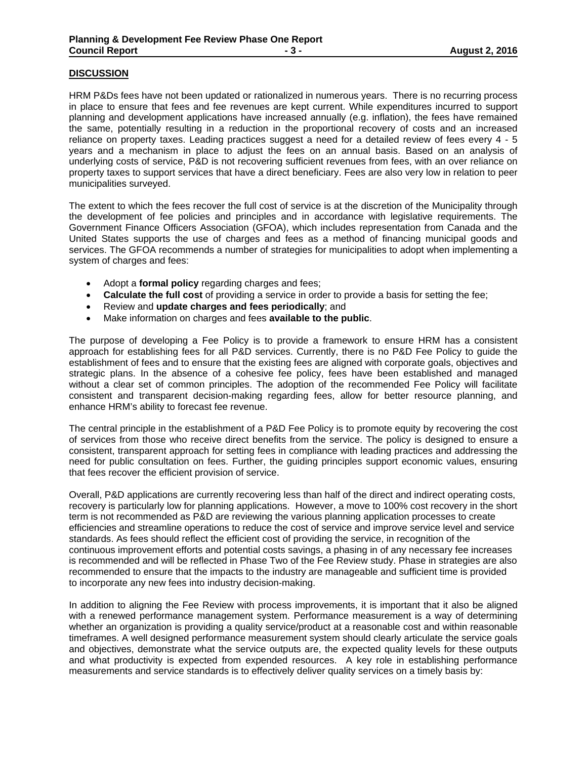## DISCUSSION

HRM P&Ds fees have not been updated or rationalized in numerous years. There is no recurring process in place to ensure that fees and fee revenues are kept current. While expenditures incurred to support planning and development applications have increased annually (e.g. inflation), the fees have remained the same, potentially resulting in a reduction in the proportional recovery of costs and an increased reliance on property taxes. Leading practices suggest a need for a detailed review of fees every 4 - 5 years and a mechanism in place to adjust the fees on an annual basis. Based on an analysis of underlying costs of service, P&D is not recovering sufficient revenues from fees, with an over reliance on property taxes to support services that have a direct beneficiary. Fees are also very low in relation to peer municipalities surveyed.

The extent to which the fees recover the full cost of service is at the discretion of the Municipality through the development of fee policies and principles and in accordance with legislative requirements. The Government Finance Officers Association (GFOA), which includes representation from Canada and the United States supports the use of charges and fees as a method of financing municipal goods and services. The GFOA recommends a number of strategies for municipalities to adopt when implementing a system of charges and fees:

- Adopt a **formal policy** regarding charges and fees;
- **Calculate the full cost** of providing a service in order to provide a basis for setting the fee;
- Review and **update charges and fees periodically**; and
- Make information on charges and fees **available to the public**.

The purpose of developing a Fee Policy is to provide a framework to ensure HRM has a consistent approach for establishing fees for all P&D services. Currently, there is no P&D Fee Policy to guide the establishment of fees and to ensure that the existing fees are aligned with corporate goals, objectives and strategic plans. In the absence of a cohesive fee policy, fees have been established and managed without a clear set of common principles. The adoption of the recommended Fee Policy will facilitate consistent and transparent decision-making regarding fees, allow for better resource planning, and enhance HRM's ability to forecast fee revenue.

The central principle in the establishment of a P&D Fee Policy is to promote equity by recovering the cost of services from those who receive direct benefits from the service. The policy is designed to ensure a consistent, transparent approach for setting fees in compliance with leading practices and addressing the need for public consultation on fees. Further, the guiding principles support economic values, ensuring that fees recover the efficient provision of service.

Overall, P&D applications are currently recovering less than half of the direct and indirect operating costs, recovery is particularly low for planning applications. However, a move to 100% cost recovery in the short term is not recommended as P&D are reviewing the various planning application processes to create efficiencies and streamline operations to reduce the cost of service and improve service level and service standards. As fees should reflect the efficient cost of providing the service, in recognition of the continuous improvement efforts and potential costs savings, a phasing in of any necessary fee increases is recommended and will be reflected in Phase Two of the Fee Review study. Phase in strategies are also recommended to ensure that the impacts to the industry are manageable and sufficient time is provided to incorporate any new fees into industry decision-making.

In addition to aligning the Fee Review with process improvements, it is important that it also be aligned with a renewed performance management system. Performance measurement is a way of determining whether an organization is providing a quality service/product at a reasonable cost and within reasonable timeframes. A well designed performance measurement system should clearly articulate the service goals and objectives, demonstrate what the service outputs are, the expected quality levels for these outputs and what productivity is expected from expended resources. A key role in establishing performance measurements and service standards is to effectively deliver quality services on a timely basis by: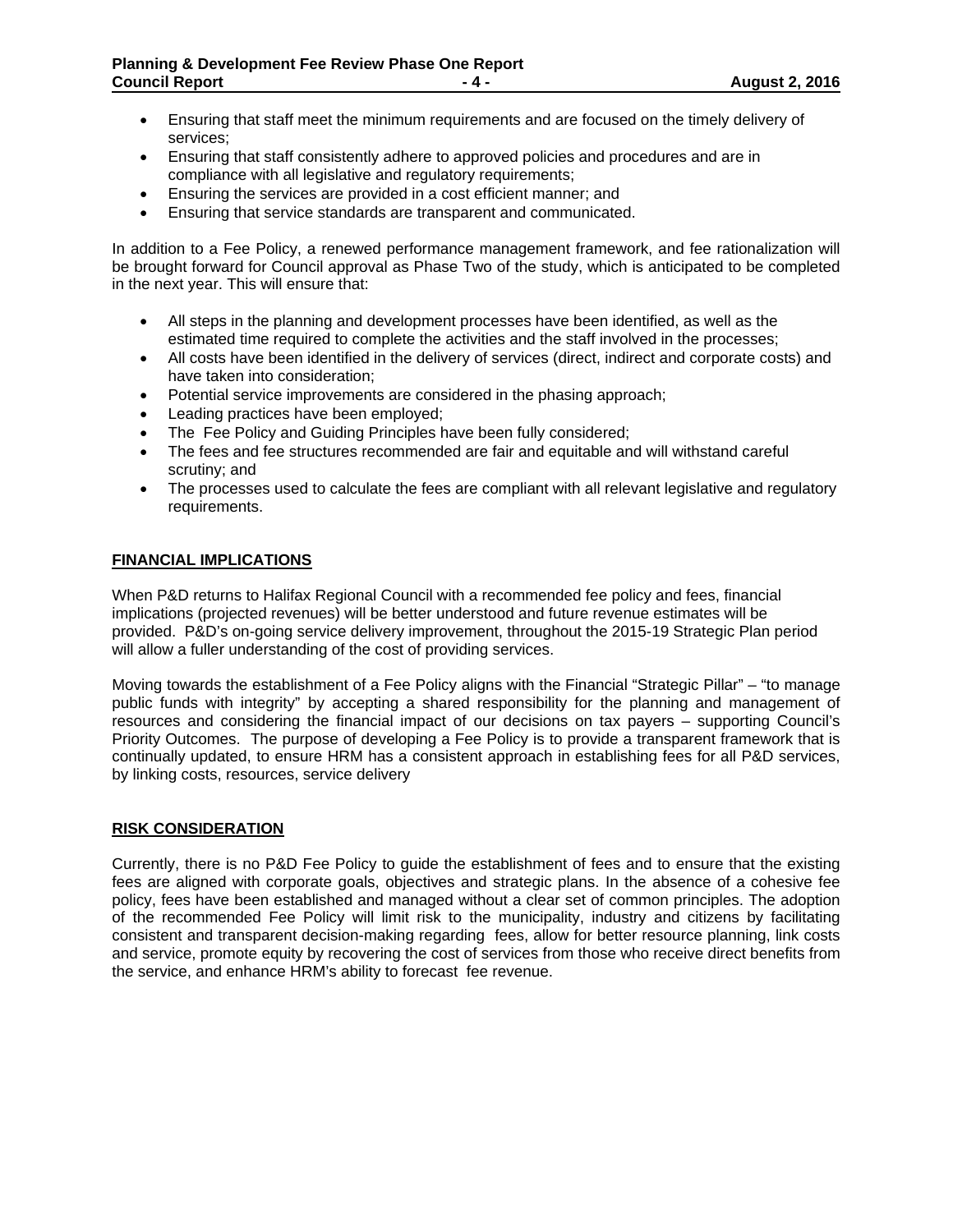- Ensuring that staff meet the minimum requirements and are focused on the timely delivery of services;
- Ensuring that staff consistently adhere to approved policies and procedures and are in compliance with all legislative and regulatory requirements;
- Ensuring the services are provided in a cost efficient manner; and
- Ensuring that service standards are transparent and communicated.

In addition to a Fee Policy, a renewed performance management framework, and fee rationalization will be brought forward for Council approval as Phase Two of the study, which is anticipated to be completed in the next year. This will ensure that:

- All steps in the planning and development processes have been identified, as well as the estimated time required to complete the activities and the staff involved in the processes;
- All costs have been identified in the delivery of services (direct, indirect and corporate costs) and have taken into consideration;
- Potential service improvements are considered in the phasing approach;
- Leading practices have been employed;
- The Fee Policy and Guiding Principles have been fully considered;
- The fees and fee structures recommended are fair and equitable and will withstand careful scrutiny; and
- The processes used to calculate the fees are compliant with all relevant legislative and regulatory requirements.

## FINANCIAL IMPLICATIONS

When P&D returns to Halifax Regional Council with a recommended fee policy and fees, financial implications (projected revenues) will be better understood and future revenue estimates will be provided. P&D's on-going service delivery improvement, throughout the 2015-19 Strategic Plan period will allow a fuller understanding of the cost of providing services.

Moving towards the establishment of a Fee Policy aligns with the Financial "Strategic Pillar" – "to manage public funds with integrity" by accepting a shared responsibility for the planning and management of resources and considering the financial impact of our decisions on tax payers – supporting Council's Priority Outcomes. The purpose of developing a Fee Policy is to provide a transparent framework that is continually updated, to ensure HRM has a consistent approach in establishing fees for all P&D services, by linking costs, resources, service delivery

## RISK CONSIDERATION

Currently, there is no P&D Fee Policy to guide the establishment of fees and to ensure that the existing fees are aligned with corporate goals, objectives and strategic plans. In the absence of a cohesive fee policy, fees have been established and managed without a clear set of common principles. The adoption of the recommended Fee Policy will limit risk to the municipality, industry and citizens by facilitating consistent and transparent decision-making regarding fees, allow for better resource planning, link costs and service, promote equity by recovering the cost of services from those who receive direct benefits from the service, and enhance HRM's ability to forecast fee revenue.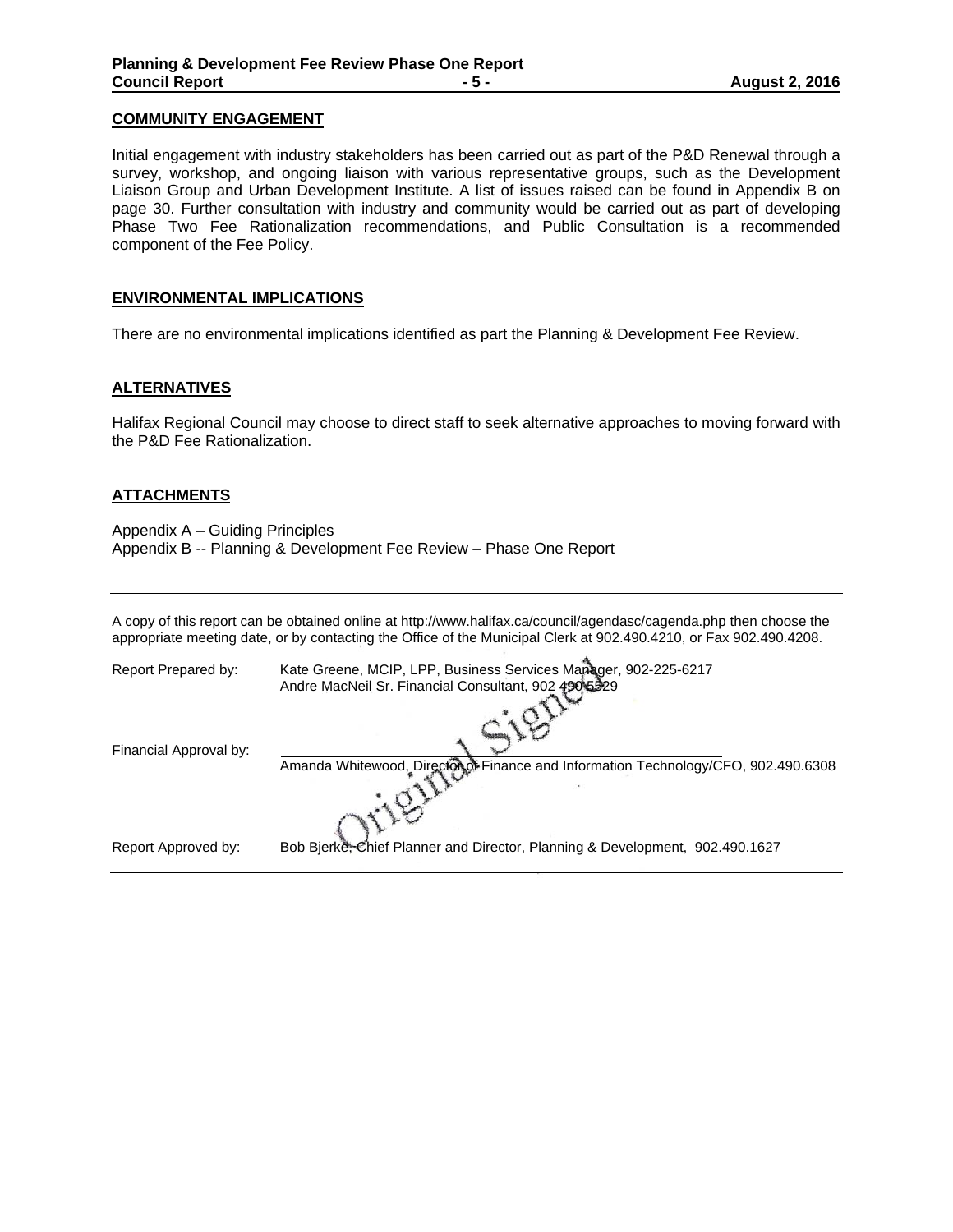## COMMUNITY ENGAGEMENT

Initial engagement with industry stakeholders has been carried out as part of the P&D Renewal through a survey, workshop, and ongoing liaison with various representative groups, such as the Development Liaison Group and Urban Development Institute. A list of issues raised can be found in Appendix B on page 30. Further consultation with industry and community would be carried out as part of developing Phase Two Fee Rationalization recommendations, and Public Consultation is a recommended component of the Fee Policy.

## ENVIRONMENTAL IMPLICATIONS

There are no environmental implications identified as part the Planning & Development Fee Review.

## ALTERNATIVES

Halifax Regional Council may choose to direct staff to seek alternative approaches to moving forward with the P&D Fee Rationalization.

## ATTACHMENTS

Appendix A – Guiding Principles
Appendix B -- Planning & Development Fee Review – Phase One Report

---

A copy of this report can be obtained online at http://www.halifax.ca/council/agendasc/cagenda.php then choose the appropriate meeting date, or by contacting the Office of the Municipal Clerk at 902.490.4210, or Fax 902.490.4208.

Report Prepared by: Kate Greene, MCIP, LPP, Business Services Manager, 902-225-6217
Andre MacNeil Sr. Financial Consultant, 902 490 5529

Original Signed

Financial Approval by: Amanda Whitewood, Director of Finance and Information Technology/CFO, 902.490.6308

Report Approved by: Bob Bjerke, Chief Planner and Director, Planning & Development, 902.490.1627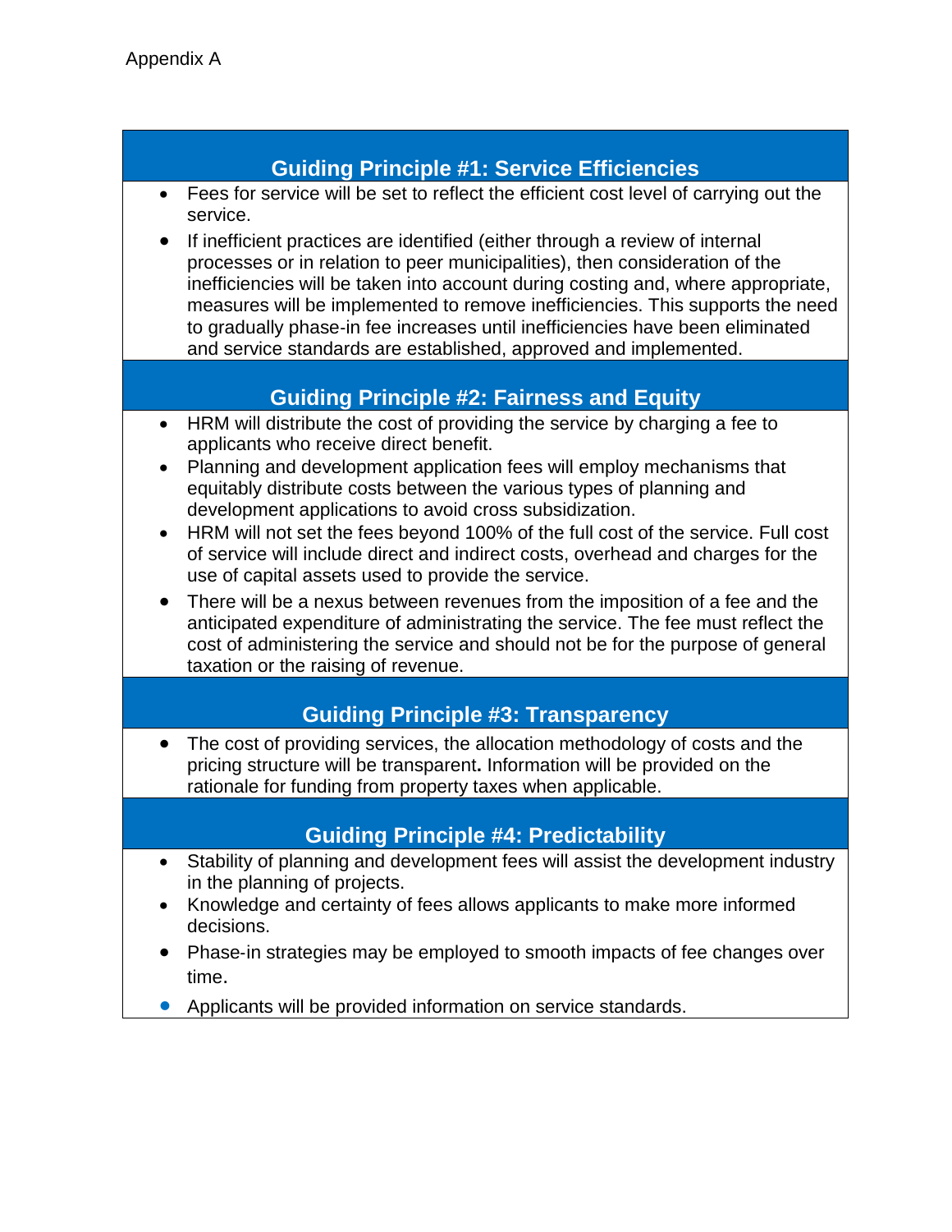Appendix A

## Guiding Principle #1: Service Efficiencies

- Fees for service will be set to reflect the efficient cost level of carrying out the service.
- If inefficient practices are identified (either through a review of internal processes or in relation to peer municipalities), then consideration of the inefficiencies will be taken into account during costing and, where appropriate, measures will be implemented to remove inefficiencies. This supports the need to gradually phase-in fee increases until inefficiencies have been eliminated and service standards are established, approved and implemented.

## Guiding Principle #2: Fairness and Equity

- HRM will distribute the cost of providing the service by charging a fee to applicants who receive direct benefit.
- Planning and development application fees will employ mechanisms that equitably distribute costs between the various types of planning and development applications to avoid cross subsidization.
- HRM will not set the fees beyond 100% of the full cost of the service. Full cost of service will include direct and indirect costs, overhead and charges for the use of capital assets used to provide the service.
- There will be a nexus between revenues from the imposition of a fee and the anticipated expenditure of administrating the service. The fee must reflect the cost of administering the service and should not be for the purpose of general taxation or the raising of revenue.

## Guiding Principle #3: Transparency

- The cost of providing services, the allocation methodology of costs and the pricing structure will be transparent**.** Information will be provided on the rationale for funding from property taxes when applicable.

## Guiding Principle #4: Predictability

- Stability of planning and development fees will assist the development industry in the planning of projects.
- Knowledge and certainty of fees allows applicants to make more informed decisions.
- Phase-in strategies may be employed to smooth impacts of fee changes over time.
- Applicants will be provided information on service standards.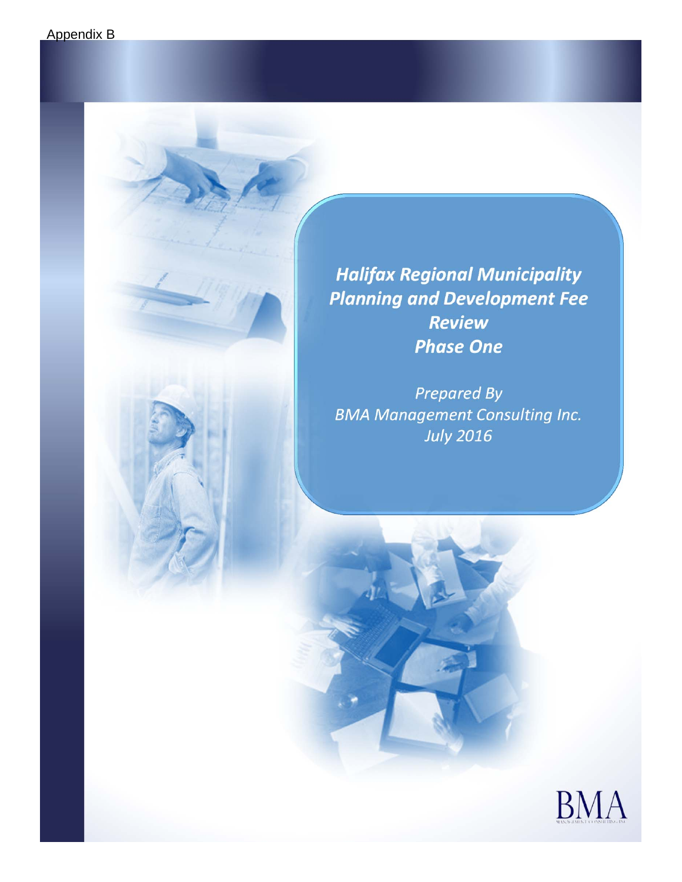Appendix B

# Halifax Regional Municipality Planning and Development Fee Review Phase One

*Prepared By*
*BMA Management Consulting Inc.*
*July 2016*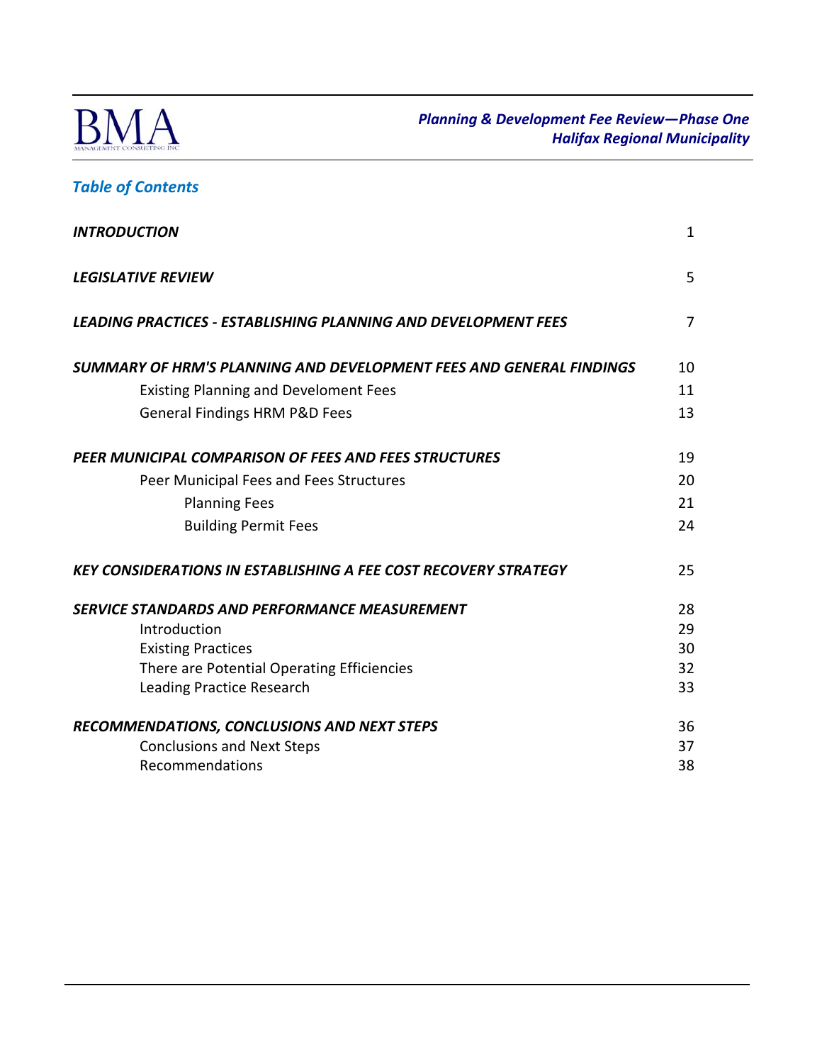## *Table of Contents*

| | |
|---|---|
| ***INTRODUCTION*** | 1 |
| ***LEGISLATIVE REVIEW*** | 5 |
| ***LEADING PRACTICES - ESTABLISHING PLANNING AND DEVELOPMENT FEES*** | 7 |
| ***SUMMARY OF HRM'S PLANNING AND DEVELOPMENT FEES AND GENERAL FINDINGS*** | 10 |
| Existing Planning and Develoment Fees | 11 |
| General Findings HRM P&D Fees | 13 |
| ***PEER MUNICIPAL COMPARISON OF FEES AND FEES STRUCTURES*** | 19 |
| Peer Municipal Fees and Fees Structures | 20 |
| Planning Fees | 21 |
| Building Permit Fees | 24 |
| ***KEY CONSIDERATIONS IN ESTABLISHING A FEE COST RECOVERY STRATEGY*** | 25 |
| ***SERVICE STANDARDS AND PERFORMANCE MEASUREMENT*** | 28 |
| Introduction | 29 |
| Existing Practices | 30 |
| There are Potential Operating Efficiencies | 32 |
| Leading Practice Research | 33 |
| ***RECOMMENDATIONS, CONCLUSIONS AND NEXT STEPS*** | 36 |
| Conclusions and Next Steps | 37 |
| Recommendations | 38 |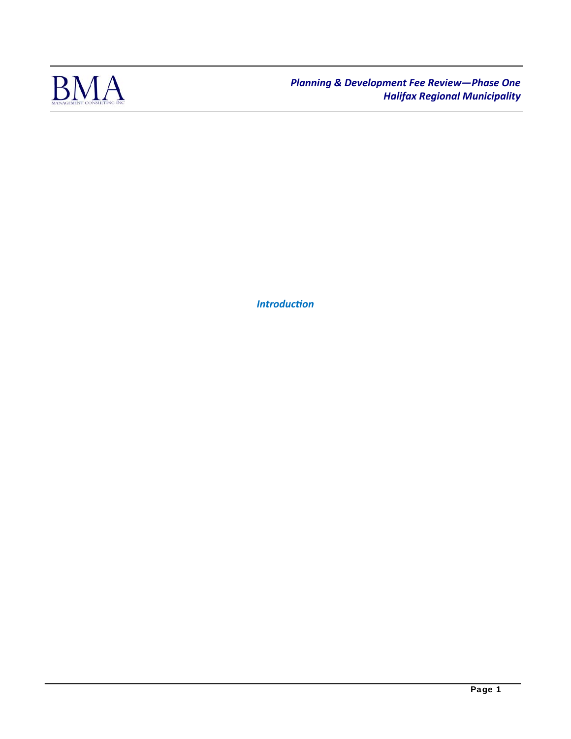## *Introduction*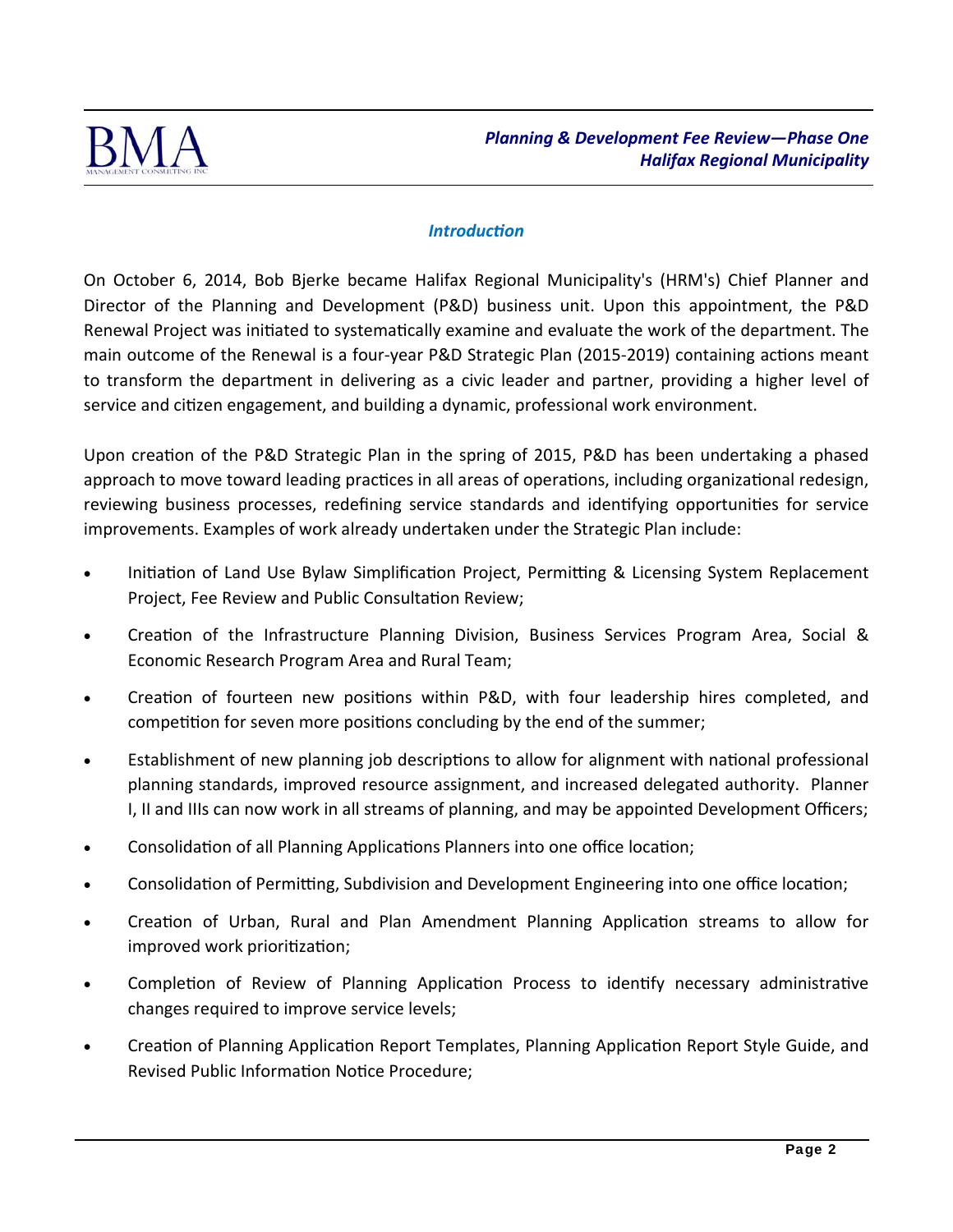## *Introduction*

On October 6, 2014, Bob Bjerke became Halifax Regional Municipality's (HRM's) Chief Planner and Director of the Planning and Development (P&D) business unit. Upon this appointment, the P&D Renewal Project was initiated to systematically examine and evaluate the work of the department. The main outcome of the Renewal is a four-year P&D Strategic Plan (2015-2019) containing actions meant to transform the department in delivering as a civic leader and partner, providing a higher level of service and citizen engagement, and building a dynamic, professional work environment.

Upon creation of the P&D Strategic Plan in the spring of 2015, P&D has been undertaking a phased approach to move toward leading practices in all areas of operations, including organizational redesign, reviewing business processes, redefining service standards and identifying opportunities for service improvements. Examples of work already undertaken under the Strategic Plan include:

- Initiation of Land Use Bylaw Simplification Project, Permitting & Licensing System Replacement Project, Fee Review and Public Consultation Review;
- Creation of the Infrastructure Planning Division, Business Services Program Area, Social & Economic Research Program Area and Rural Team;
- Creation of fourteen new positions within P&D, with four leadership hires completed, and competition for seven more positions concluding by the end of the summer;
- Establishment of new planning job descriptions to allow for alignment with national professional planning standards, improved resource assignment, and increased delegated authority. Planner I, II and IIIs can now work in all streams of planning, and may be appointed Development Officers;
- Consolidation of all Planning Applications Planners into one office location;
- Consolidation of Permitting, Subdivision and Development Engineering into one office location;
- Creation of Urban, Rural and Plan Amendment Planning Application streams to allow for improved work prioritization;
- Completion of Review of Planning Application Process to identify necessary administrative changes required to improve service levels;
- Creation of Planning Application Report Templates, Planning Application Report Style Guide, and Revised Public Information Notice Procedure;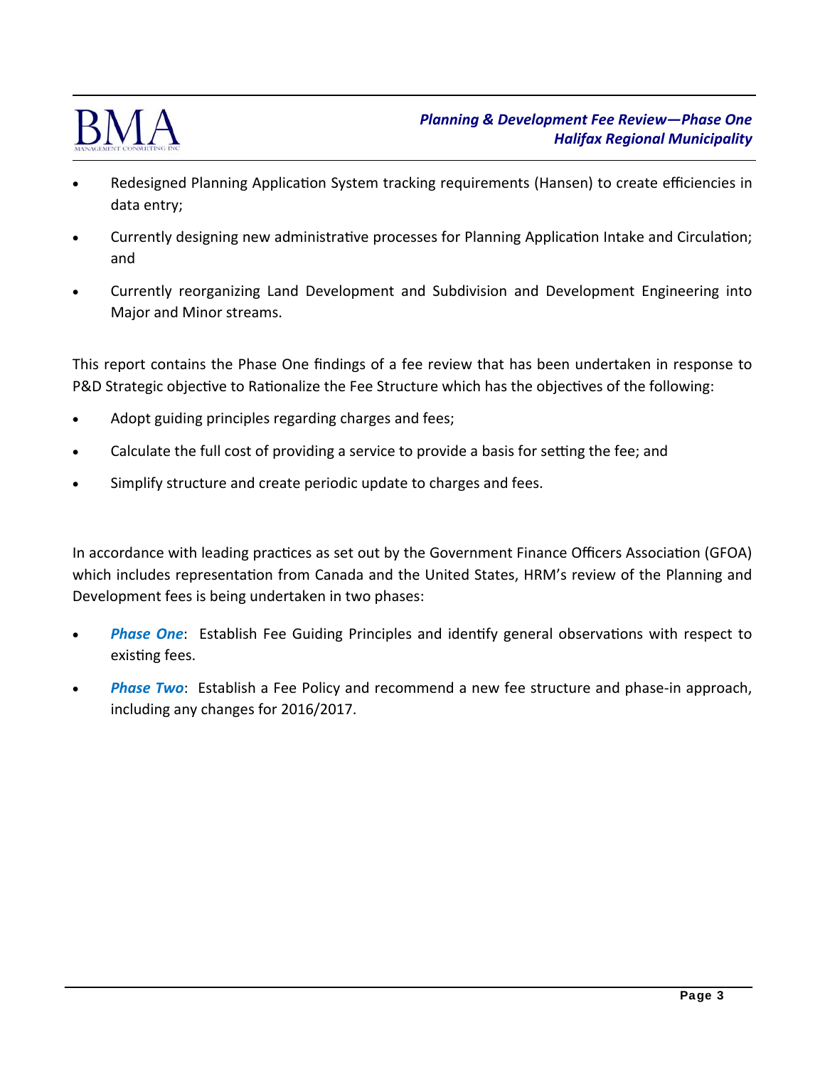- Redesigned Planning Application System tracking requirements (Hansen) to create efficiencies in data entry;
- Currently designing new administrative processes for Planning Application Intake and Circulation; and
- Currently reorganizing Land Development and Subdivision and Development Engineering into Major and Minor streams.

This report contains the Phase One findings of a fee review that has been undertaken in response to P&D Strategic objective to Rationalize the Fee Structure which has the objectives of the following:

- Adopt guiding principles regarding charges and fees;
- Calculate the full cost of providing a service to provide a basis for setting the fee; and
- Simplify structure and create periodic update to charges and fees.

In accordance with leading practices as set out by the Government Finance Officers Association (GFOA) which includes representation from Canada and the United States, HRM's review of the Planning and Development fees is being undertaken in two phases:

- ***Phase One***: Establish Fee Guiding Principles and identify general observations with respect to existing fees.
- ***Phase Two***: Establish a Fee Policy and recommend a new fee structure and phase-in approach, including any changes for 2016/2017.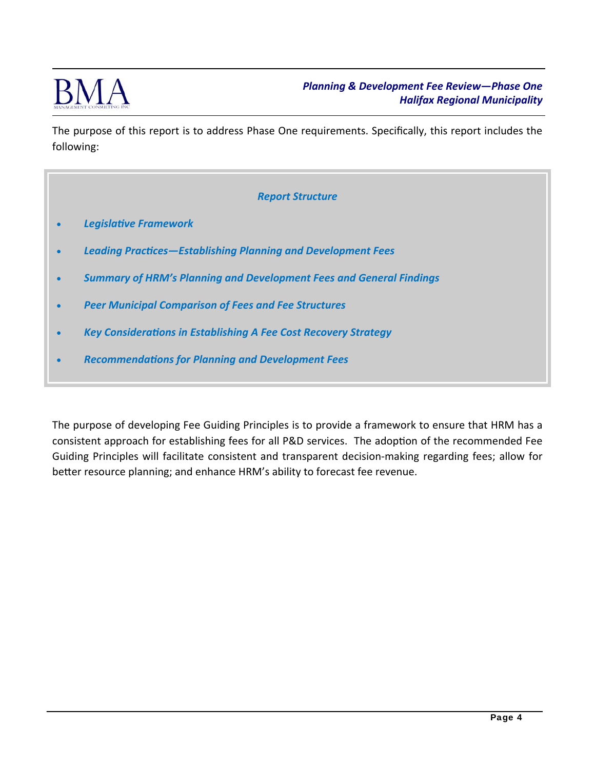The purpose of this report is to address Phase One requirements. Specifically, this report includes the following:

***Report Structure***

- ***Legislative Framework***
- ***Leading Practices—Establishing Planning and Development Fees***
- ***Summary of HRM's Planning and Development Fees and General Findings***
- ***Peer Municipal Comparison of Fees and Fee Structures***
- ***Key Considerations in Establishing A Fee Cost Recovery Strategy***
- ***Recommendations for Planning and Development Fees***

The purpose of developing Fee Guiding Principles is to provide a framework to ensure that HRM has a consistent approach for establishing fees for all P&D services. The adoption of the recommended Fee Guiding Principles will facilitate consistent and transparent decision-making regarding fees; allow for better resource planning; and enhance HRM's ability to forecast fee revenue.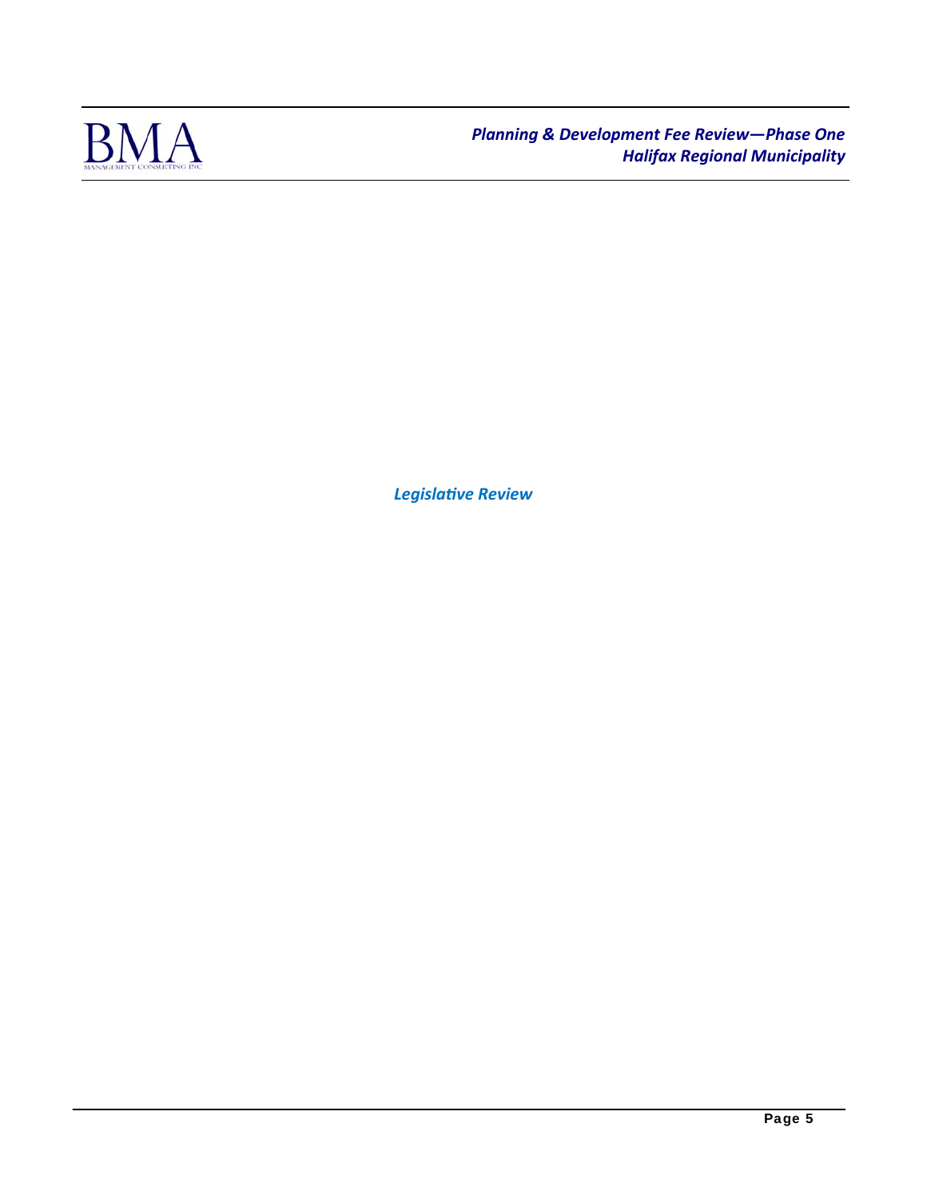# Legislative Review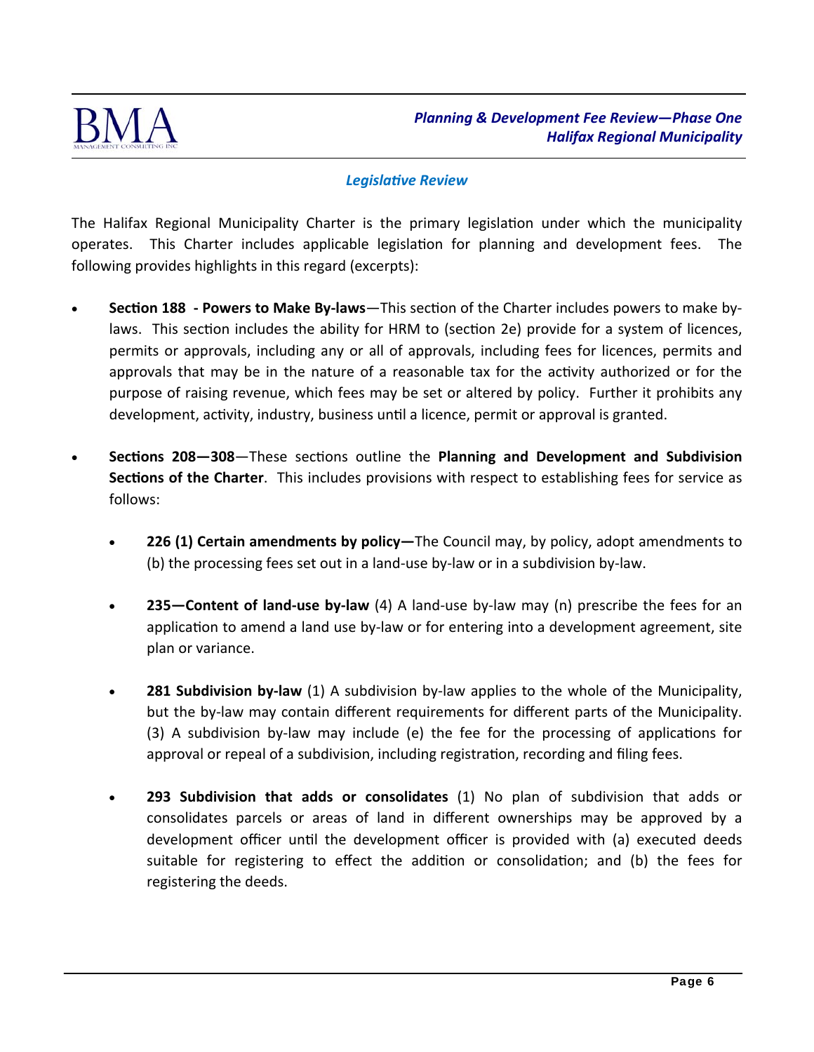## *Legislative Review*

The Halifax Regional Municipality Charter is the primary legislation under which the municipality operates. This Charter includes applicable legislation for planning and development fees. The following provides highlights in this regard (excerpts):

- **Section 188 - Powers to Make By-laws**—This section of the Charter includes powers to make by-laws. This section includes the ability for HRM to (section 2e) provide for a system of licences, permits or approvals, including any or all of approvals, including fees for licences, permits and approvals that may be in the nature of a reasonable tax for the activity authorized or for the purpose of raising revenue, which fees may be set or altered by policy. Further it prohibits any development, activity, industry, business until a licence, permit or approval is granted.

- **Sections 208—308**—These sections outline the **Planning and Development and Subdivision Sections of the Charter**. This includes provisions with respect to establishing fees for service as follows:

  - **226 (1) Certain amendments by policy—**The Council may, by policy, adopt amendments to (b) the processing fees set out in a land-use by-law or in a subdivision by-law.

  - **235—Content of land-use by-law** (4) A land-use by-law may (n) prescribe the fees for an application to amend a land use by-law or for entering into a development agreement, site plan or variance.

  - **281 Subdivision by-law** (1) A subdivision by-law applies to the whole of the Municipality, but the by-law may contain different requirements for different parts of the Municipality. (3) A subdivision by-law may include (e) the fee for the processing of applications for approval or repeal of a subdivision, including registration, recording and filing fees.

  - **293 Subdivision that adds or consolidates** (1) No plan of subdivision that adds or consolidates parcels or areas of land in different ownerships may be approved by a development officer until the development officer is provided with (a) executed deeds suitable for registering to effect the addition or consolidation; and (b) the fees for registering the deeds.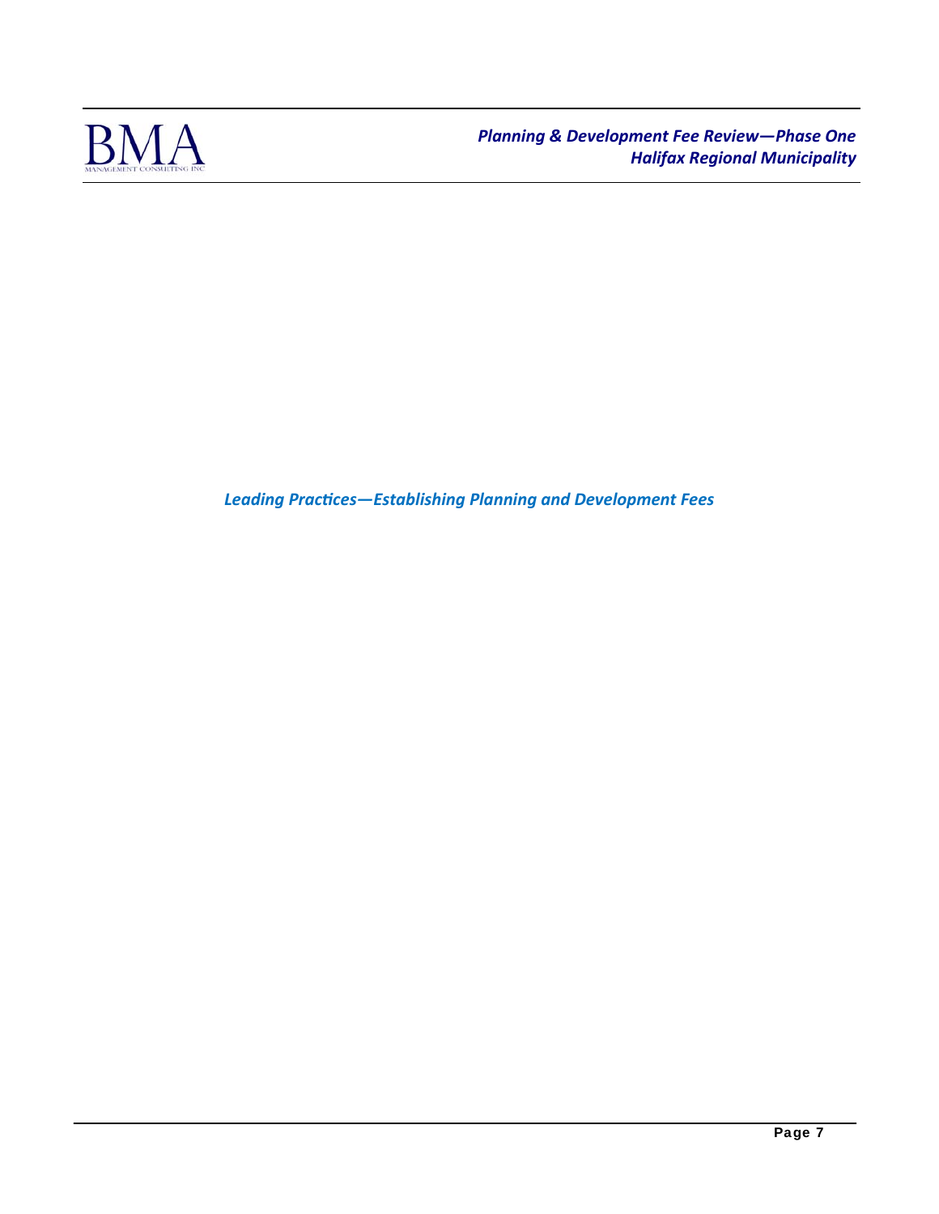## *Leading Practices—Establishing Planning and Development Fees*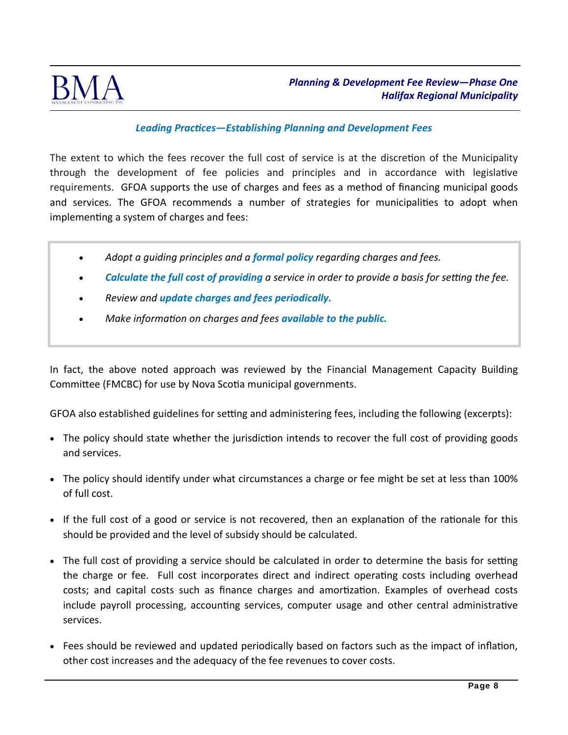### *Leading Practices—Establishing Planning and Development Fees*

The extent to which the fees recover the full cost of service is at the discretion of the Municipality through the development of fee policies and principles and in accordance with legislative requirements. GFOA supports the use of charges and fees as a method of financing municipal goods and services. The GFOA recommends a number of strategies for municipalities to adopt when implementing a system of charges and fees:

- *Adopt a guiding principles and a* ***formal policy*** *regarding charges and fees.*
- ***Calculate the full cost of providing*** *a service in order to provide a basis for setting the fee.*
- *Review and* ***update charges and fees periodically.***
- *Make information on charges and fees* ***available to the public.***

In fact, the above noted approach was reviewed by the Financial Management Capacity Building Committee (FMCBC) for use by Nova Scotia municipal governments.

GFOA also established guidelines for setting and administering fees, including the following (excerpts):

- The policy should state whether the jurisdiction intends to recover the full cost of providing goods and services.
- The policy should identify under what circumstances a charge or fee might be set at less than 100% of full cost.
- If the full cost of a good or service is not recovered, then an explanation of the rationale for this should be provided and the level of subsidy should be calculated.
- The full cost of providing a service should be calculated in order to determine the basis for setting the charge or fee. Full cost incorporates direct and indirect operating costs including overhead costs; and capital costs such as finance charges and amortization. Examples of overhead costs include payroll processing, accounting services, computer usage and other central administrative services.
- Fees should be reviewed and updated periodically based on factors such as the impact of inflation, other cost increases and the adequacy of the fee revenues to cover costs.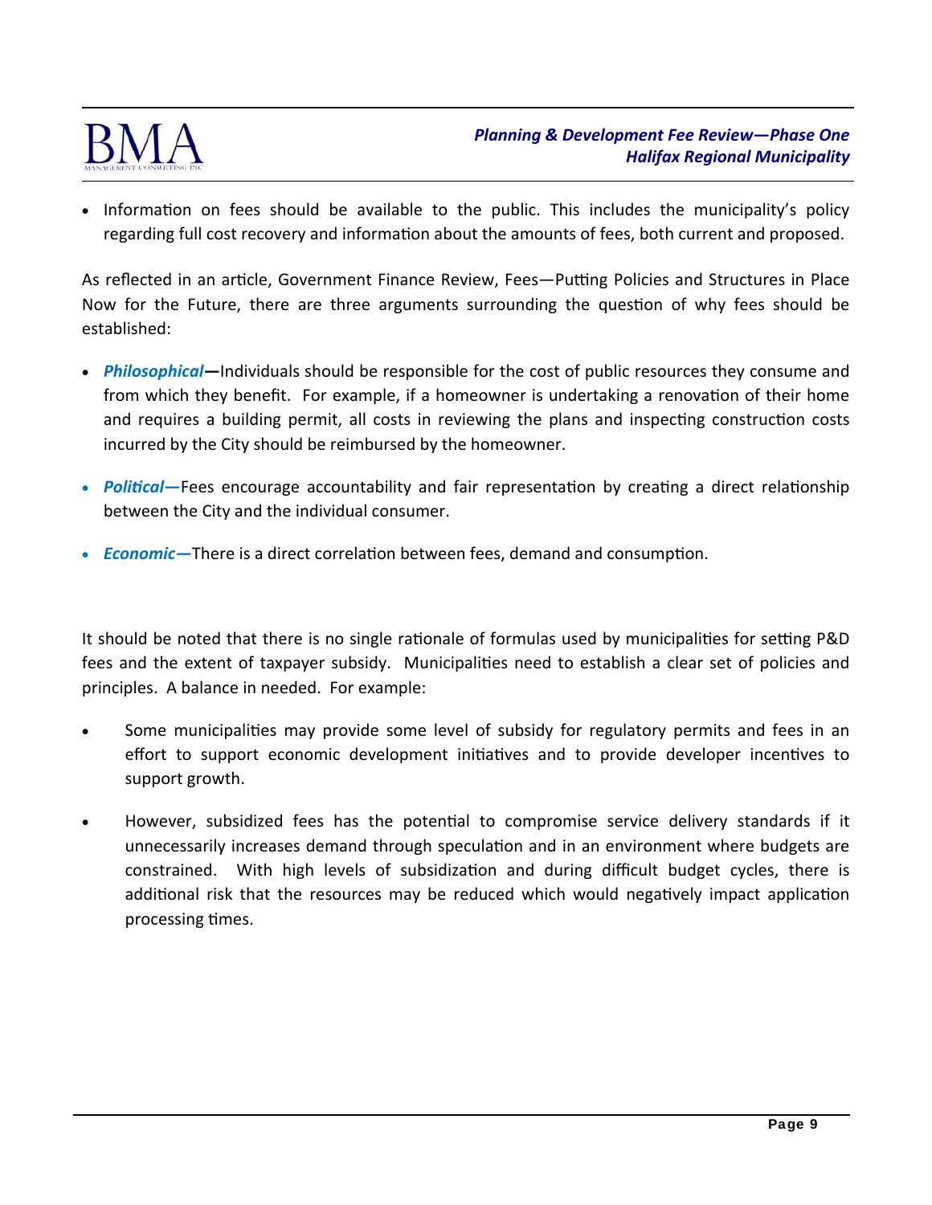- Information on fees should be available to the public. This includes the municipality's policy regarding full cost recovery and information about the amounts of fees, both current and proposed.

As reflected in an article, Government Finance Review, Fees—Putting Policies and Structures in Place Now for the Future, there are three arguments surrounding the question of why fees should be established:

- ***Philosophical*—**Individuals should be responsible for the cost of public resources they consume and from which they benefit. For example, if a homeowner is undertaking a renovation of their home and requires a building permit, all costs in reviewing the plans and inspecting construction costs incurred by the City should be reimbursed by the homeowner.
- ***Political—***Fees encourage accountability and fair representation by creating a direct relationship between the City and the individual consumer.
- ***Economic—***There is a direct correlation between fees, demand and consumption.

It should be noted that there is no single rationale of formulas used by municipalities for setting P&D fees and the extent of taxpayer subsidy. Municipalities need to establish a clear set of policies and principles. A balance in needed. For example:

- Some municipalities may provide some level of subsidy for regulatory permits and fees in an effort to support economic development initiatives and to provide developer incentives to support growth.
- However, subsidized fees has the potential to compromise service delivery standards if it unnecessarily increases demand through speculation and in an environment where budgets are constrained. With high levels of subsidization and during difficult budget cycles, there is additional risk that the resources may be reduced which would negatively impact application processing times.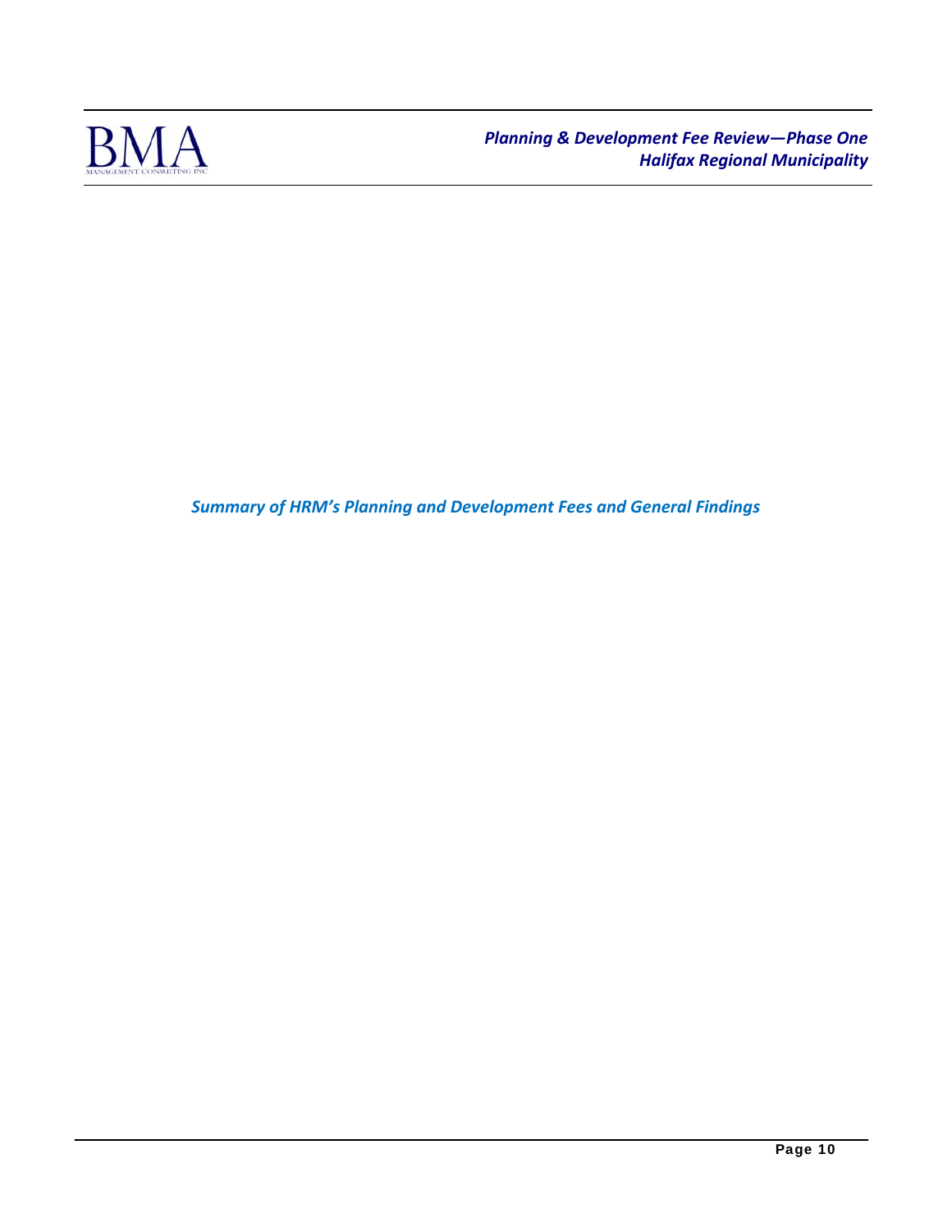## *Summary of HRM's Planning and Development Fees and General Findings*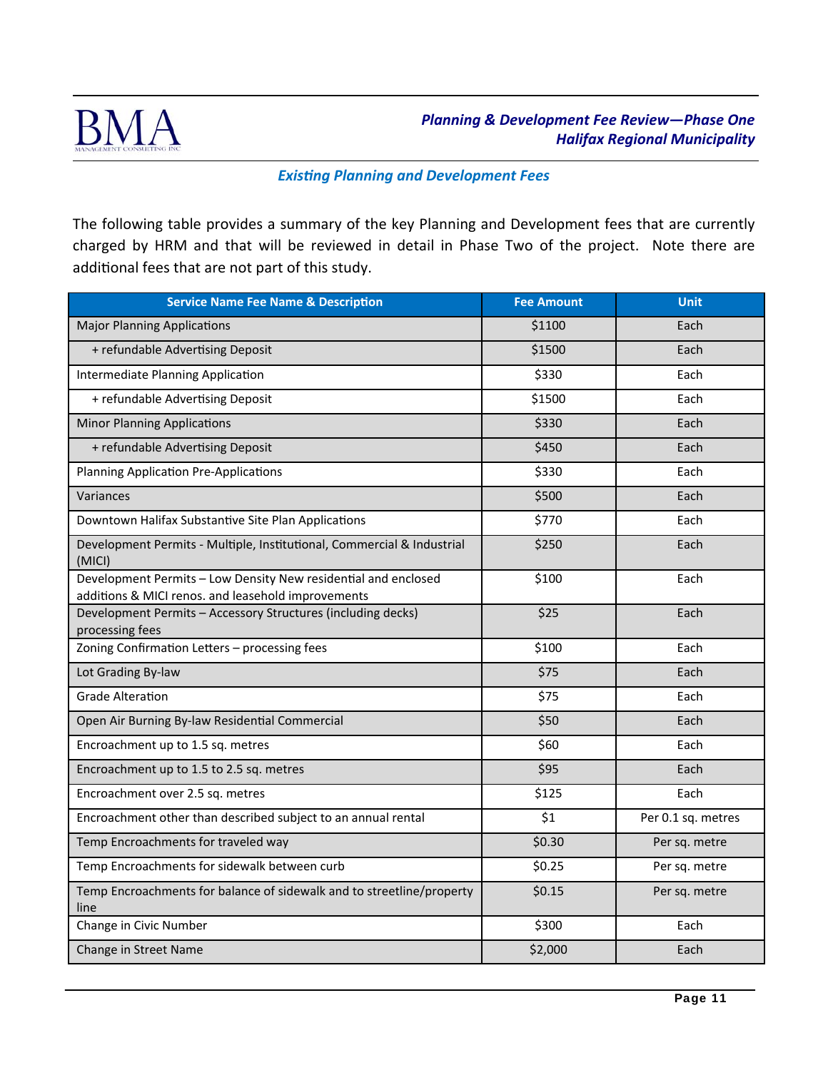## Existing Planning and Development Fees

The following table provides a summary of the key Planning and Development fees that are currently charged by HRM and that will be reviewed in detail in Phase Two of the project. Note there are additional fees that are not part of this study.

| Service Name Fee Name & Description | Fee Amount | Unit |
|---|---|---|
| Major Planning Applications | $1100 | Each |
| + refundable Advertising Deposit | $1500 | Each |
| Intermediate Planning Application | $330 | Each |
| + refundable Advertising Deposit | $1500 | Each |
| Minor Planning Applications | $330 | Each |
| + refundable Advertising Deposit | $450 | Each |
| Planning Application Pre-Applications | $330 | Each |
| Variances | $500 | Each |
| Downtown Halifax Substantive Site Plan Applications | $770 | Each |
| Development Permits - Multiple, Institutional, Commercial & Industrial (MICI) | $250 | Each |
| Development Permits – Low Density New residential and enclosed additions & MICI renos. and leasehold improvements | $100 | Each |
| Development Permits – Accessory Structures (including decks) processing fees | $25 | Each |
| Zoning Confirmation Letters – processing fees | $100 | Each |
| Lot Grading By-law | $75 | Each |
| Grade Alteration | $75 | Each |
| Open Air Burning By-law Residential Commercial | $50 | Each |
| Encroachment up to 1.5 sq. metres | $60 | Each |
| Encroachment up to 1.5 to 2.5 sq. metres | $95 | Each |
| Encroachment over 2.5 sq. metres | $125 | Each |
| Encroachment other than described subject to an annual rental | $1 | Per 0.1 sq. metres |
| Temp Encroachments for traveled way | $0.30 | Per sq. metre |
| Temp Encroachments for sidewalk between curb | $0.25 | Per sq. metre |
| Temp Encroachments for balance of sidewalk and to streetline/property line | $0.15 | Per sq. metre |
| Change in Civic Number | $300 | Each |
| Change in Street Name | $2,000 | Each |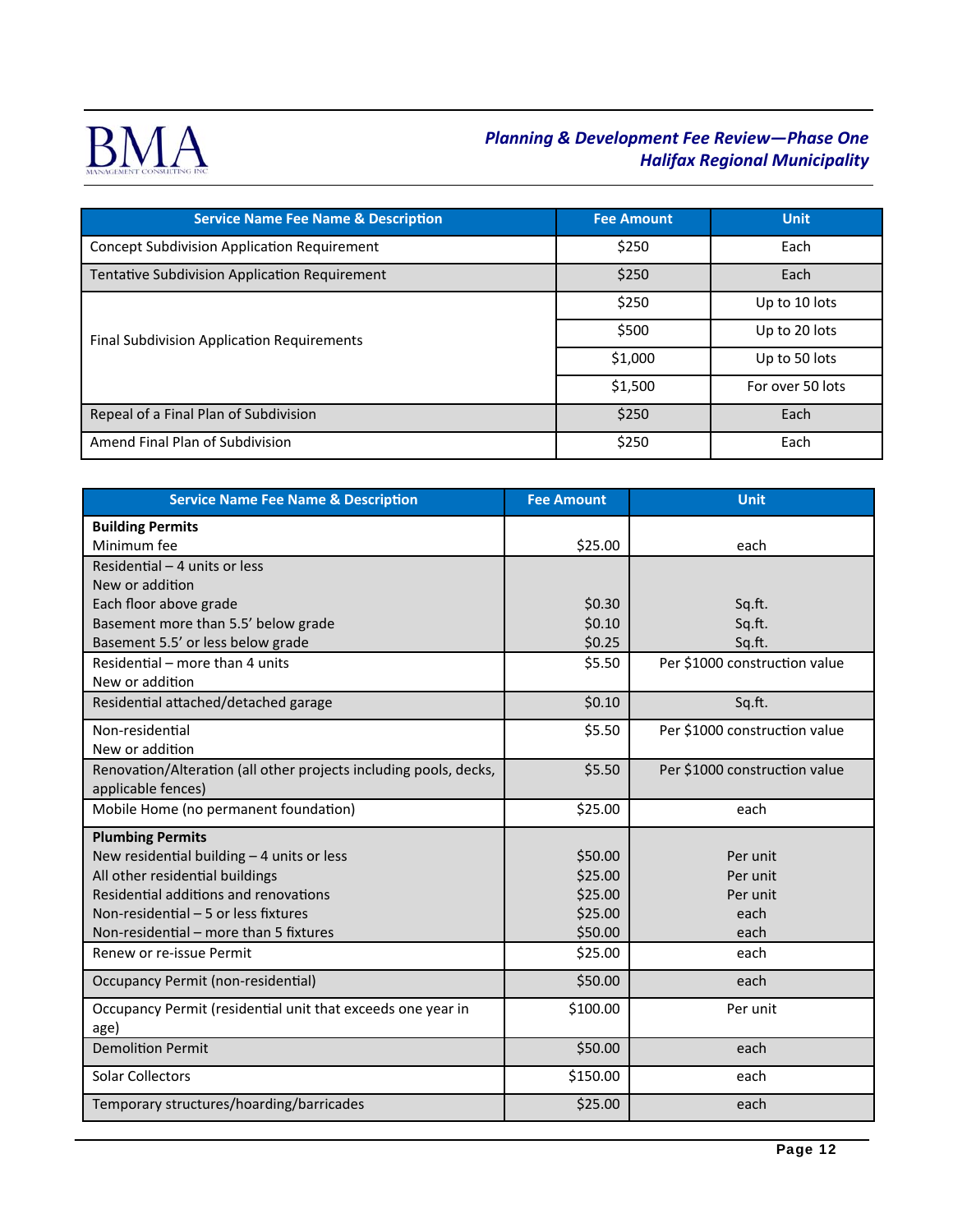| Service Name Fee Name & Description | Fee Amount | Unit |
|---|---|---|
| Concept Subdivision Application Requirement | $250 | Each |
| Tentative Subdivision Application Requirement | $250 | Each |
| Final Subdivision Application Requirements | $250 | Up to 10 lots |
| | $500 | Up to 20 lots |
| | $1,000 | Up to 50 lots |
| | $1,500 | For over 50 lots |
| Repeal of a Final Plan of Subdivision | $250 | Each |
| Amend Final Plan of Subdivision | $250 | Each |

| Service Name Fee Name & Description | Fee Amount | Unit |
|---|---|---|
| **Building Permits**<br>Minimum fee | $25.00 | each |
| Residential – 4 units or less<br>New or addition<br>Each floor above grade<br>Basement more than 5.5' below grade<br>Basement 5.5' or less below grade | <br><br>$0.30<br>$0.10<br>$0.25 | <br><br>Sq.ft.<br>Sq.ft.<br>Sq.ft. |
| Residential – more than 4 units<br>New or addition | $5.50 | Per $1000 construction value |
| Residential attached/detached garage | $0.10 | Sq.ft. |
| Non-residential<br>New or addition | $5.50 | Per $1000 construction value |
| Renovation/Alteration (all other projects including pools, decks, applicable fences) | $5.50 | Per $1000 construction value |
| Mobile Home (no permanent foundation) | $25.00 | each |
| **Plumbing Permits**<br>New residential building – 4 units or less<br>All other residential buildings<br>Residential additions and renovations<br>Non-residential – 5 or less fixtures<br>Non-residential – more than 5 fixtures | <br>$50.00<br>$25.00<br>$25.00<br>$25.00<br>$50.00 | <br>Per unit<br>Per unit<br>Per unit<br>each<br>each |
| Renew or re-issue Permit | $25.00 | each |
| Occupancy Permit (non-residential) | $50.00 | each |
| Occupancy Permit (residential unit that exceeds one year in age) | $100.00 | Per unit |
| Demolition Permit | $50.00 | each |
| Solar Collectors | $150.00 | each |
| Temporary structures/hoarding/barricades | $25.00 | each |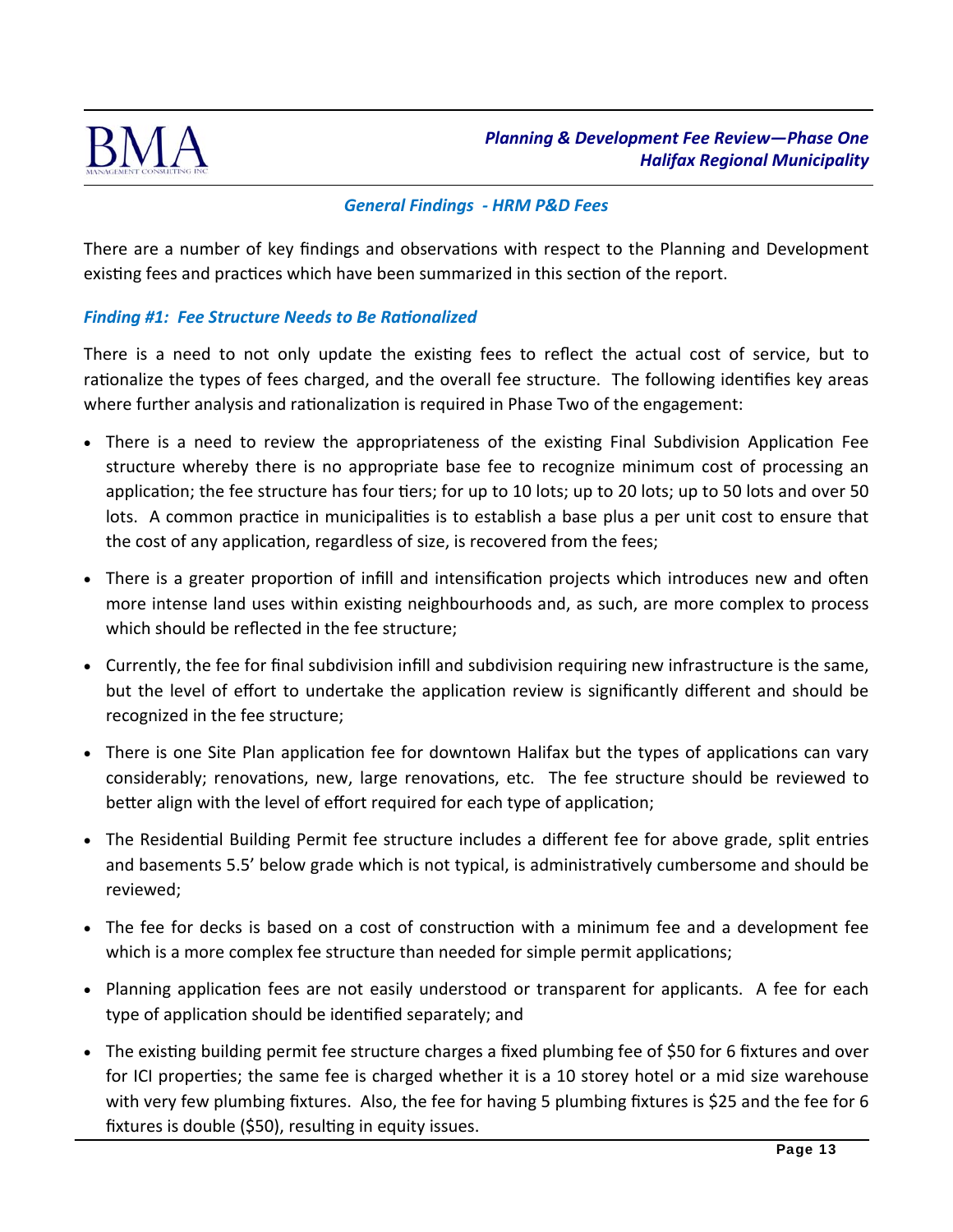## General Findings - HRM P&D Fees

There are a number of key findings and observations with respect to the Planning and Development existing fees and practices which have been summarized in this section of the report.

### *Finding #1: Fee Structure Needs to Be Rationalized*

There is a need to not only update the existing fees to reflect the actual cost of service, but to rationalize the types of fees charged, and the overall fee structure. The following identifies key areas where further analysis and rationalization is required in Phase Two of the engagement:

- There is a need to review the appropriateness of the existing Final Subdivision Application Fee structure whereby there is no appropriate base fee to recognize minimum cost of processing an application; the fee structure has four tiers; for up to 10 lots; up to 20 lots; up to 50 lots and over 50 lots. A common practice in municipalities is to establish a base plus a per unit cost to ensure that the cost of any application, regardless of size, is recovered from the fees;
- There is a greater proportion of infill and intensification projects which introduces new and often more intense land uses within existing neighbourhoods and, as such, are more complex to process which should be reflected in the fee structure;
- Currently, the fee for final subdivision infill and subdivision requiring new infrastructure is the same, but the level of effort to undertake the application review is significantly different and should be recognized in the fee structure;
- There is one Site Plan application fee for downtown Halifax but the types of applications can vary considerably; renovations, new, large renovations, etc. The fee structure should be reviewed to better align with the level of effort required for each type of application;
- The Residential Building Permit fee structure includes a different fee for above grade, split entries and basements 5.5' below grade which is not typical, is administratively cumbersome and should be reviewed;
- The fee for decks is based on a cost of construction with a minimum fee and a development fee which is a more complex fee structure than needed for simple permit applications;
- Planning application fees are not easily understood or transparent for applicants. A fee for each type of application should be identified separately; and
- The existing building permit fee structure charges a fixed plumbing fee of $50 for 6 fixtures and over for ICI properties; the same fee is charged whether it is a 10 storey hotel or a mid size warehouse with very few plumbing fixtures. Also, the fee for having 5 plumbing fixtures is $25 and the fee for 6 fixtures is double ($50), resulting in equity issues.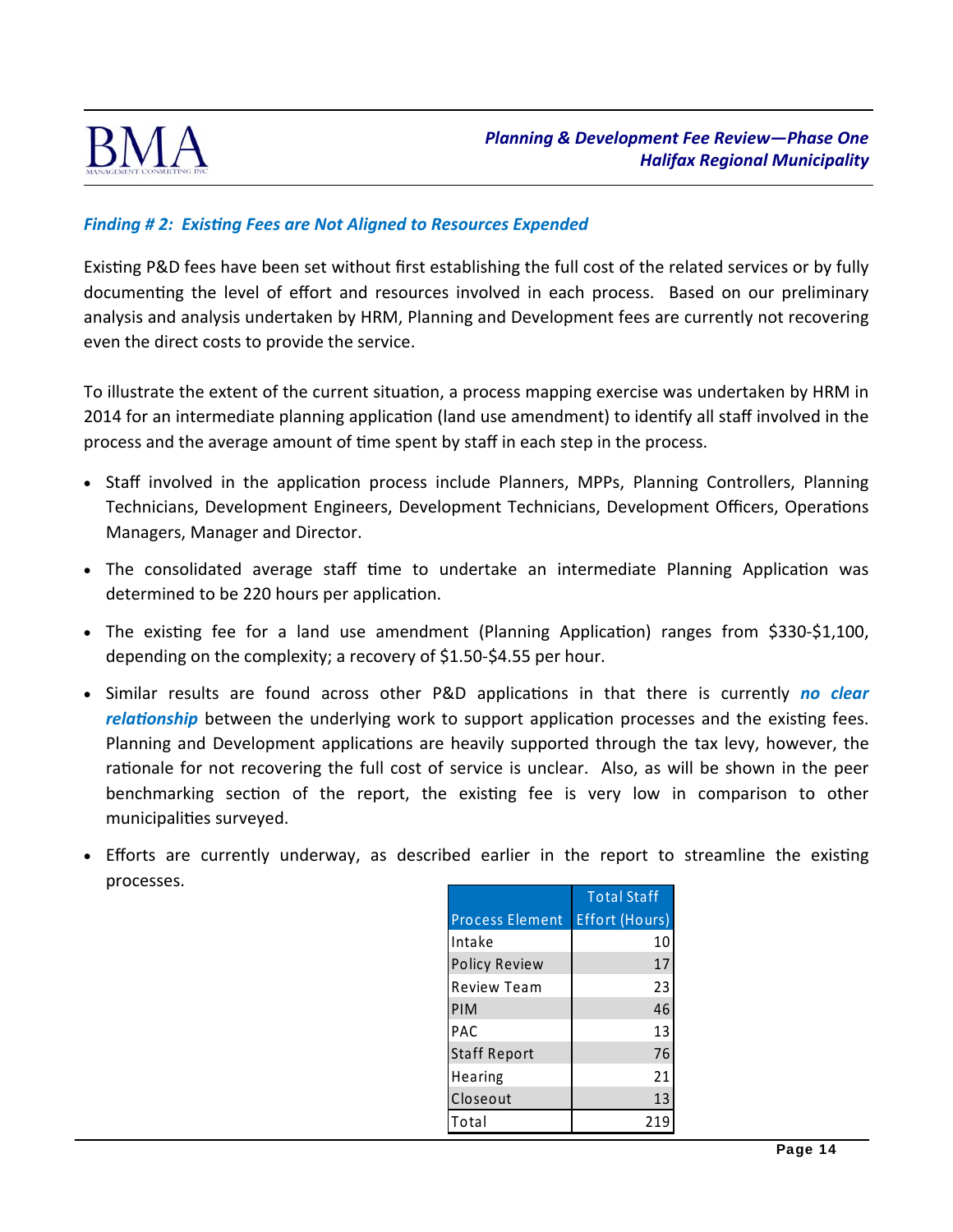### *Finding # 2: Existing Fees are Not Aligned to Resources Expended*

Existing P&D fees have been set without first establishing the full cost of the related services or by fully documenting the level of effort and resources involved in each process. Based on our preliminary analysis and analysis undertaken by HRM, Planning and Development fees are currently not recovering even the direct costs to provide the service.

To illustrate the extent of the current situation, a process mapping exercise was undertaken by HRM in 2014 for an intermediate planning application (land use amendment) to identify all staff involved in the process and the average amount of time spent by staff in each step in the process.

- Staff involved in the application process include Planners, MPPs, Planning Controllers, Planning Technicians, Development Engineers, Development Technicians, Development Officers, Operations Managers, Manager and Director.
- The consolidated average staff time to undertake an intermediate Planning Application was determined to be 220 hours per application.
- The existing fee for a land use amendment (Planning Application) ranges from $330-$1,100, depending on the complexity; a recovery of $1.50-$4.55 per hour.
- Similar results are found across other P&D applications in that there is currently ***no clear relationship*** between the underlying work to support application processes and the existing fees. Planning and Development applications are heavily supported through the tax levy, however, the rationale for not recovering the full cost of service is unclear. Also, as will be shown in the peer benchmarking section of the report, the existing fee is very low in comparison to other municipalities surveyed.
- Efforts are currently underway, as described earlier in the report to streamline the existing processes.

| Process Element | Total Staff Effort (Hours) |
|---|---|
| Intake | 10 |
| Policy Review | 17 |
| Review Team | 23 |
| PIM | 46 |
| PAC | 13 |
| Staff Report | 76 |
| Hearing | 21 |
| Closeout | 13 |
| Total | 219 |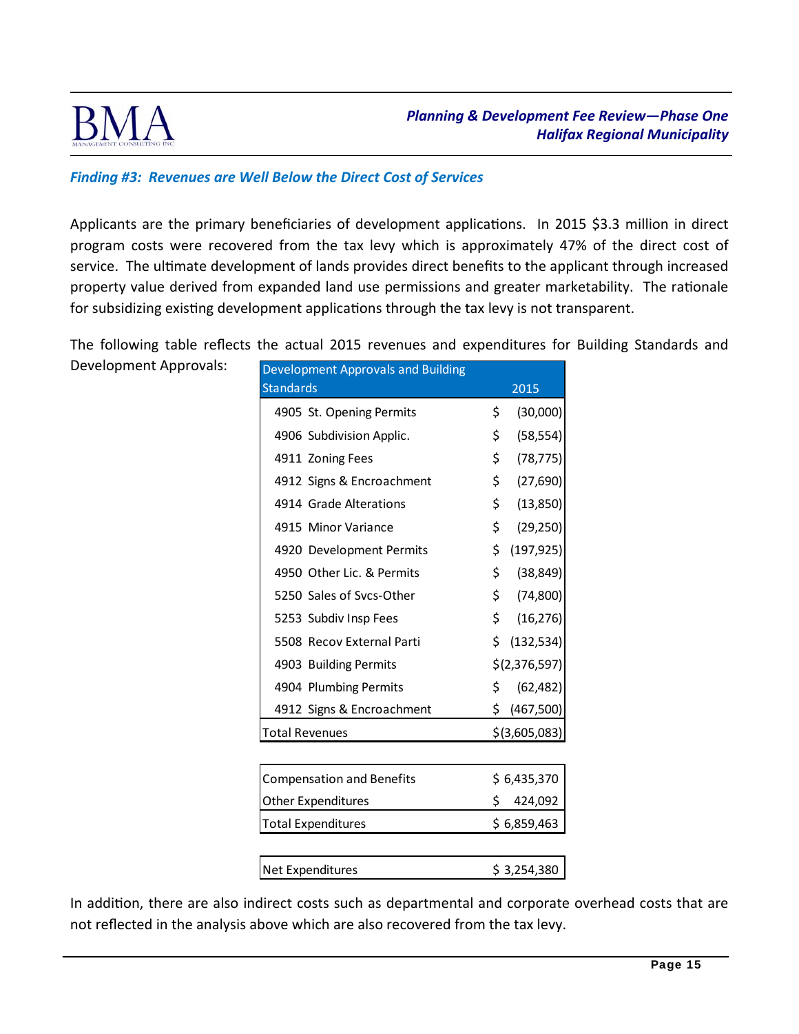### *Finding #3: Revenues are Well Below the Direct Cost of Services*

Applicants are the primary beneficiaries of development applications. In 2015 $3.3 million in direct program costs were recovered from the tax levy which is approximately 47% of the direct cost of service. The ultimate development of lands provides direct benefits to the applicant through increased property value derived from expanded land use permissions and greater marketability. The rationale for subsidizing existing development applications through the tax levy is not transparent.

The following table reflects the actual 2015 revenues and expenditures for Building Standards and Development Approvals:

| Development Approvals and Building Standards | 2015 |
|---|---|
| 4905 St. Opening Permits | $ (30,000) |
| 4906 Subdivision Applic. | $ (58,554) |
| 4911 Zoning Fees | $ (78,775) |
| 4912 Signs & Encroachment | $ (27,690) |
| 4914 Grade Alterations | $ (13,850) |
| 4915 Minor Variance | $ (29,250) |
| 4920 Development Permits | $ (197,925) |
| 4950 Other Lic. & Permits | $ (38,849) |
| 5250 Sales of Svcs-Other | $ (74,800) |
| 5253 Subdiv Insp Fees | $ (16,276) |
| 5508 Recov External Parti | $ (132,534) |
| 4903 Building Permits | $(2,376,597) |
| 4904 Plumbing Permits | $ (62,482) |
| 4912 Signs & Encroachment | $ (467,500) |
| Total Revenues | $(3,605,083) |
| | |
| Compensation and Benefits | $ 6,435,370 |
| Other Expenditures | $ 424,092 |
| Total Expenditures | $ 6,859,463 |
| | |
| Net Expenditures | $ 3,254,380 |

In addition, there are also indirect costs such as departmental and corporate overhead costs that are not reflected in the analysis above which are also recovered from the tax levy.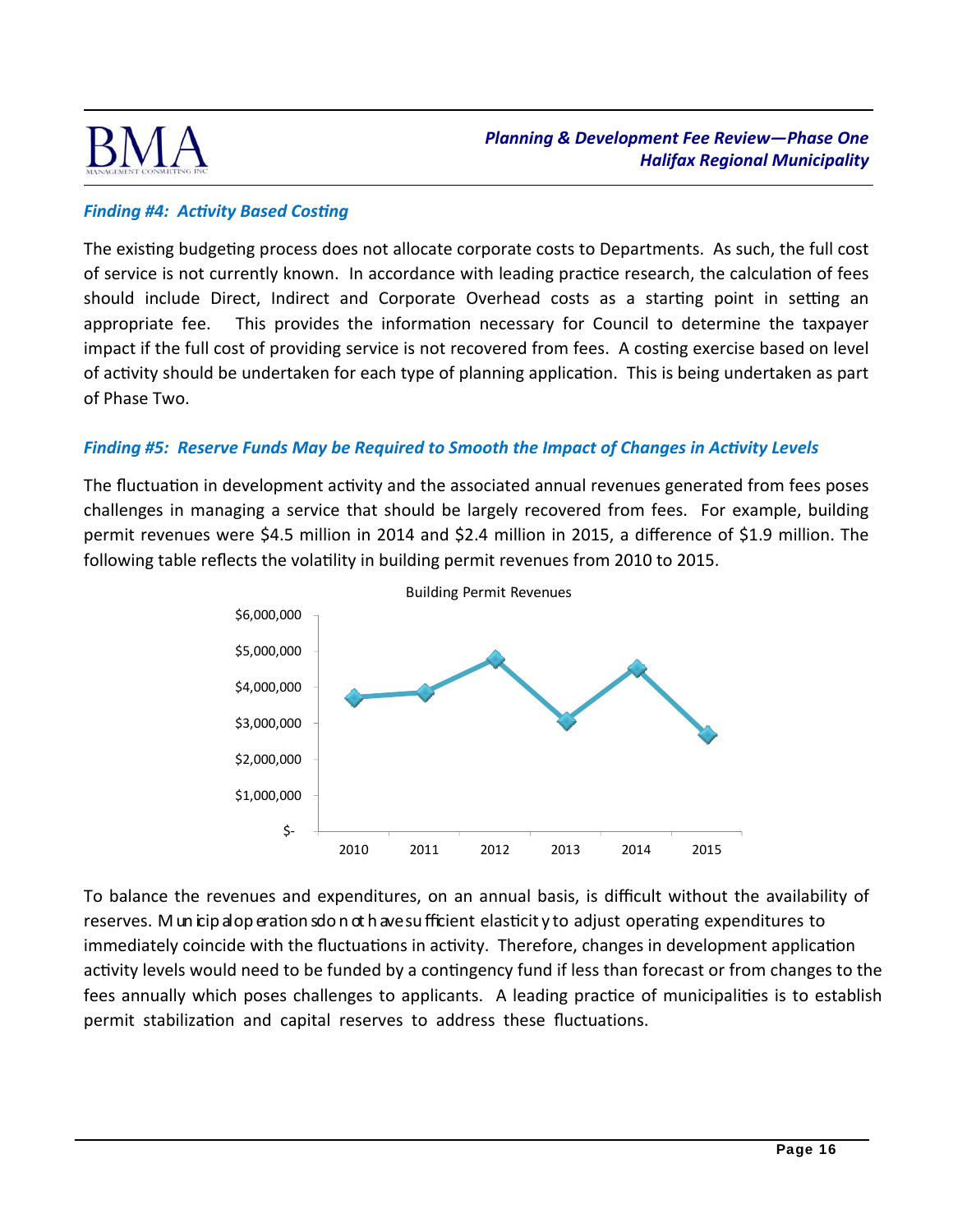### *Finding #4: Activity Based Costing*

The existing budgeting process does not allocate corporate costs to Departments. As such, the full cost of service is not currently known. In accordance with leading practice research, the calculation of fees should include Direct, Indirect and Corporate Overhead costs as a starting point in setting an appropriate fee. This provides the information necessary for Council to determine the taxpayer impact if the full cost of providing service is not recovered from fees. A costing exercise based on level of activity should be undertaken for each type of planning application. This is being undertaken as part of Phase Two.

### *Finding #5: Reserve Funds May be Required to Smooth the Impact of Changes in Activity Levels*

The fluctuation in development activity and the associated annual revenues generated from fees poses challenges in managing a service that should be largely recovered from fees. For example, building permit revenues were $4.5 million in 2014 and $2.4 million in 2015, a difference of $1.9 million. The following table reflects the volatility in building permit revenues from 2010 to 2015.

Building Permit Revenues

$6,000,000
$5,000,000
$4,000,000
$3,000,000
$2,000,000
$1,000,000
$-

2010 2011 2012 2013 2014 2015

To balance the revenues and expenditures, on an annual basis, is difficult without the availability of reserves. Municipal operations do not have sufficient elasticity to adjust operating expenditures to immediately coincide with the fluctuations in activity. Therefore, changes in development application activity levels would need to be funded by a contingency fund if less than forecast or from changes to the fees annually which poses challenges to applicants. A leading practice of municipalities is to establish permit stabilization and capital reserves to address these fluctuations.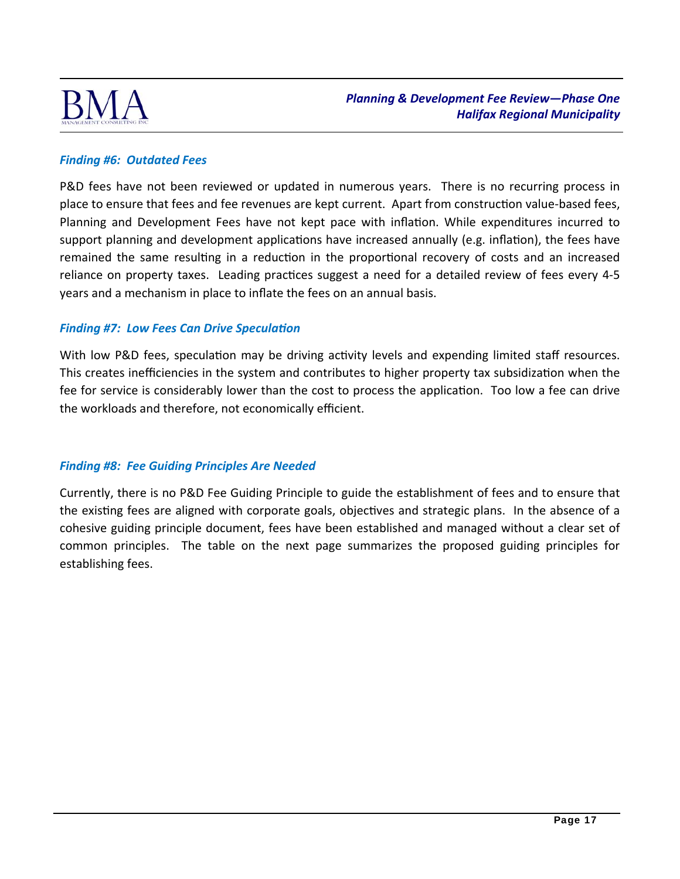### *Finding #6: Outdated Fees*

P&D fees have not been reviewed or updated in numerous years. There is no recurring process in place to ensure that fees and fee revenues are kept current. Apart from construction value-based fees, Planning and Development Fees have not kept pace with inflation. While expenditures incurred to support planning and development applications have increased annually (e.g. inflation), the fees have remained the same resulting in a reduction in the proportional recovery of costs and an increased reliance on property taxes. Leading practices suggest a need for a detailed review of fees every 4-5 years and a mechanism in place to inflate the fees on an annual basis.

### *Finding #7: Low Fees Can Drive Speculation*

With low P&D fees, speculation may be driving activity levels and expending limited staff resources. This creates inefficiencies in the system and contributes to higher property tax subsidization when the fee for service is considerably lower than the cost to process the application. Too low a fee can drive the workloads and therefore, not economically efficient.

### *Finding #8: Fee Guiding Principles Are Needed*

Currently, there is no P&D Fee Guiding Principle to guide the establishment of fees and to ensure that the existing fees are aligned with corporate goals, objectives and strategic plans. In the absence of a cohesive guiding principle document, fees have been established and managed without a clear set of common principles. The table on the next page summarizes the proposed guiding principles for establishing fees.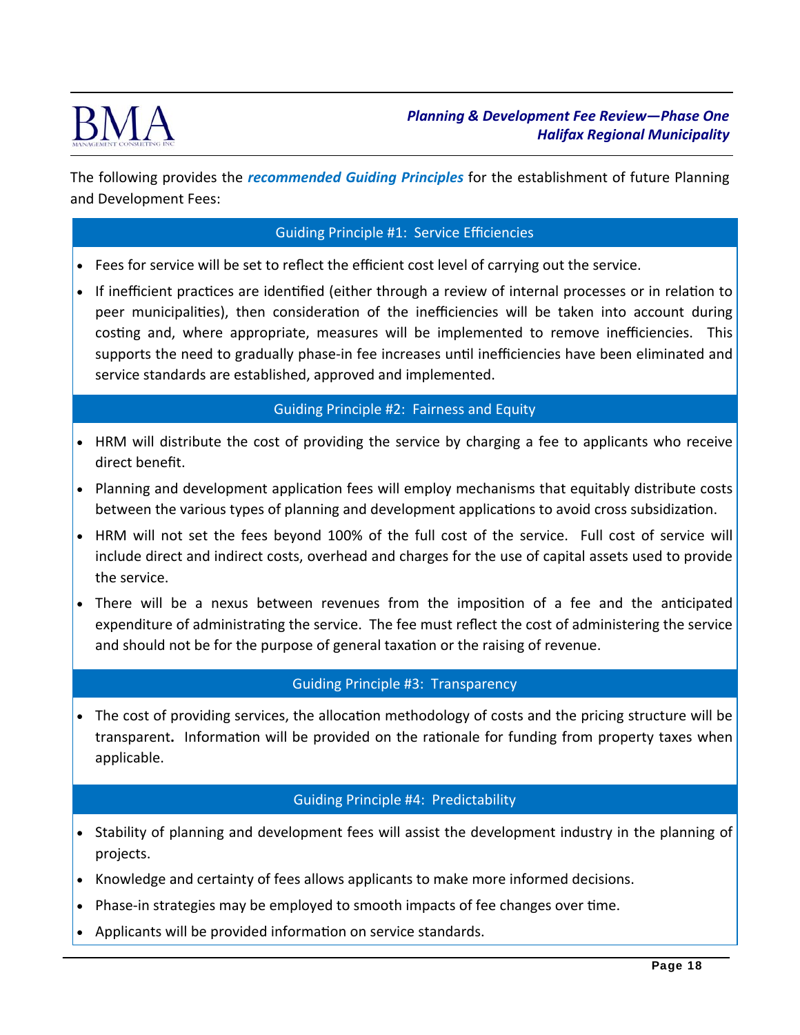The following provides the ***recommended Guiding Principles*** for the establishment of future Planning and Development Fees:

### Guiding Principle #1: Service Efficiencies

- Fees for service will be set to reflect the efficient cost level of carrying out the service.
- If inefficient practices are identified (either through a review of internal processes or in relation to peer municipalities), then consideration of the inefficiencies will be taken into account during costing and, where appropriate, measures will be implemented to remove inefficiencies. This supports the need to gradually phase-in fee increases until inefficiencies have been eliminated and service standards are established, approved and implemented.

### Guiding Principle #2: Fairness and Equity

- HRM will distribute the cost of providing the service by charging a fee to applicants who receive direct benefit.
- Planning and development application fees will employ mechanisms that equitably distribute costs between the various types of planning and development applications to avoid cross subsidization.
- HRM will not set the fees beyond 100% of the full cost of the service. Full cost of service will include direct and indirect costs, overhead and charges for the use of capital assets used to provide the service.
- There will be a nexus between revenues from the imposition of a fee and the anticipated expenditure of administrating the service. The fee must reflect the cost of administering the service and should not be for the purpose of general taxation or the raising of revenue.

### Guiding Principle #3: Transparency

- The cost of providing services, the allocation methodology of costs and the pricing structure will be transparent**.** Information will be provided on the rationale for funding from property taxes when applicable.

### Guiding Principle #4: Predictability

- Stability of planning and development fees will assist the development industry in the planning of projects.
- Knowledge and certainty of fees allows applicants to make more informed decisions.
- Phase-in strategies may be employed to smooth impacts of fee changes over time.
- Applicants will be provided information on service standards.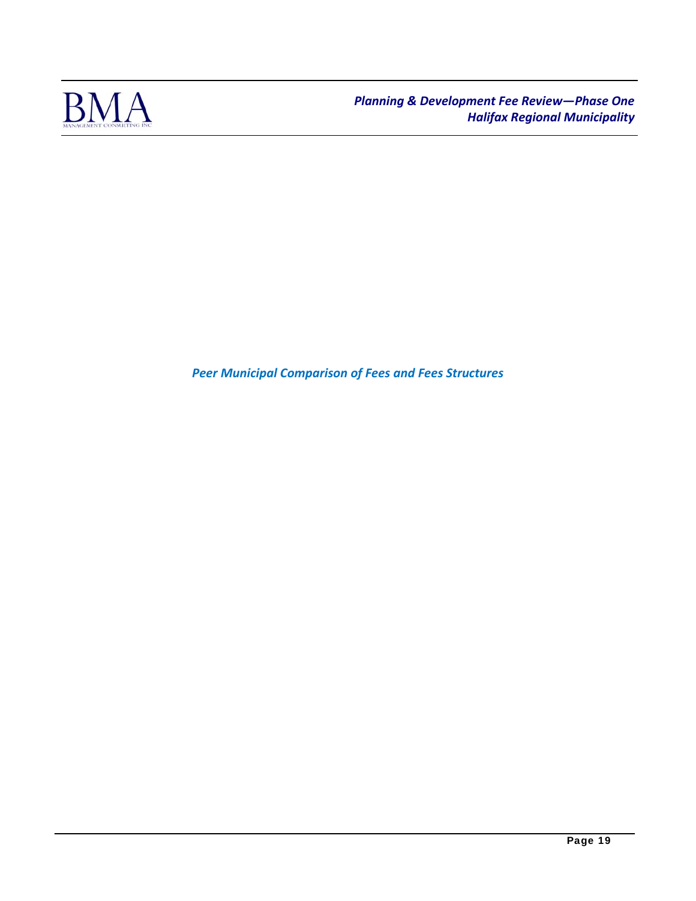# *Peer Municipal Comparison of Fees and Fees Structures*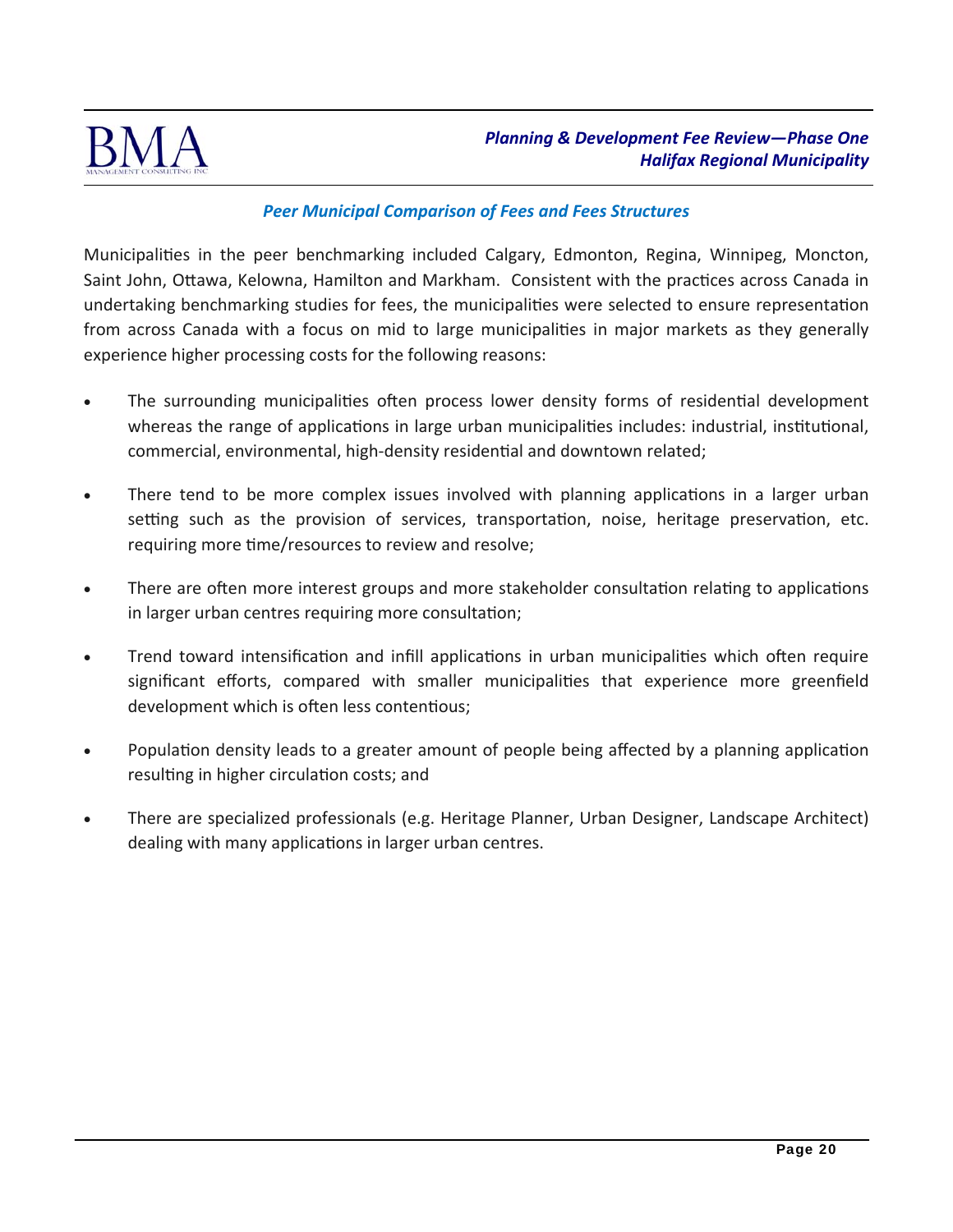### *Peer Municipal Comparison of Fees and Fees Structures*

Municipalities in the peer benchmarking included Calgary, Edmonton, Regina, Winnipeg, Moncton, Saint John, Ottawa, Kelowna, Hamilton and Markham. Consistent with the practices across Canada in undertaking benchmarking studies for fees, the municipalities were selected to ensure representation from across Canada with a focus on mid to large municipalities in major markets as they generally experience higher processing costs for the following reasons:

- The surrounding municipalities often process lower density forms of residential development whereas the range of applications in large urban municipalities includes: industrial, institutional, commercial, environmental, high-density residential and downtown related;
- There tend to be more complex issues involved with planning applications in a larger urban setting such as the provision of services, transportation, noise, heritage preservation, etc. requiring more time/resources to review and resolve;
- There are often more interest groups and more stakeholder consultation relating to applications in larger urban centres requiring more consultation;
- Trend toward intensification and infill applications in urban municipalities which often require significant efforts, compared with smaller municipalities that experience more greenfield development which is often less contentious;
- Population density leads to a greater amount of people being affected by a planning application resulting in higher circulation costs; and
- There are specialized professionals (e.g. Heritage Planner, Urban Designer, Landscape Architect) dealing with many applications in larger urban centres.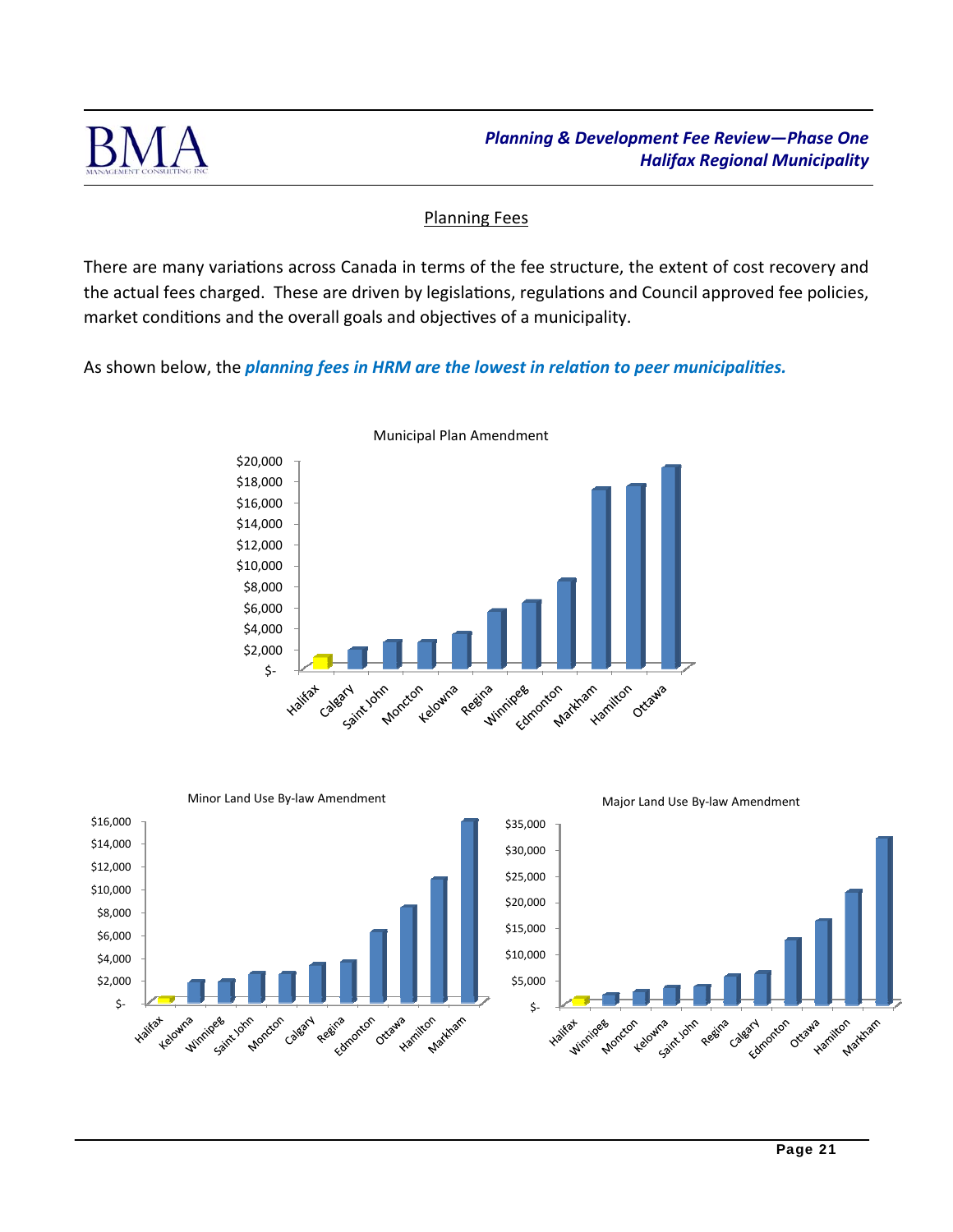## Planning Fees

There are many variations across Canada in terms of the fee structure, the extent of cost recovery and the actual fees charged. These are driven by legislations, regulations and Council approved fee policies, market conditions and the overall goals and objectives of a municipality.

As shown below, the ***planning fees in HRM are the lowest in relation to peer municipalities.***

Municipal Plan Amendment

Minor Land Use By-law Amendment

Major Land Use By-law Amendment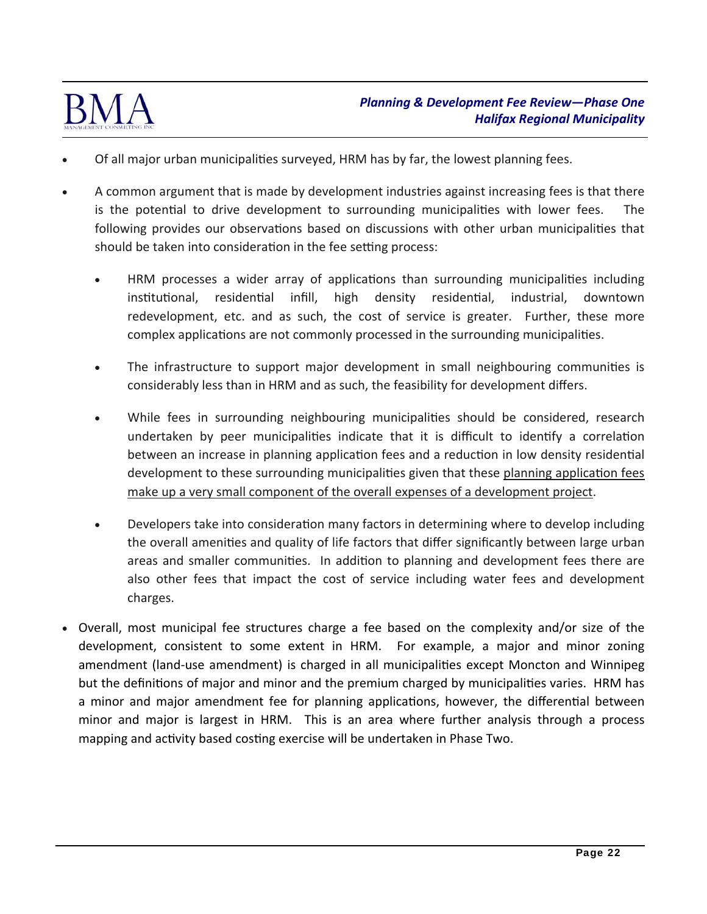- Of all major urban municipalities surveyed, HRM has by far, the lowest planning fees.
- A common argument that is made by development industries against increasing fees is that there is the potential to drive development to surrounding municipalities with lower fees. The following provides our observations based on discussions with other urban municipalities that should be taken into consideration in the fee setting process:
  - HRM processes a wider array of applications than surrounding municipalities including institutional, residential infill, high density residential, industrial, downtown redevelopment, etc. and as such, the cost of service is greater. Further, these more complex applications are not commonly processed in the surrounding municipalities.
  - The infrastructure to support major development in small neighbouring communities is considerably less than in HRM and as such, the feasibility for development differs.
  - While fees in surrounding neighbouring municipalities should be considered, research undertaken by peer municipalities indicate that it is difficult to identify a correlation between an increase in planning application fees and a reduction in low density residential development to these surrounding municipalities given that these <u>planning application fees make up a very small component of the overall expenses of a development project</u>.
  - Developers take into consideration many factors in determining where to develop including the overall amenities and quality of life factors that differ significantly between large urban areas and smaller communities. In addition to planning and development fees there are also other fees that impact the cost of service including water fees and development charges.
- Overall, most municipal fee structures charge a fee based on the complexity and/or size of the development, consistent to some extent in HRM. For example, a major and minor zoning amendment (land-use amendment) is charged in all municipalities except Moncton and Winnipeg but the definitions of major and minor and the premium charged by municipalities varies. HRM has a minor and major amendment fee for planning applications, however, the differential between minor and major is largest in HRM. This is an area where further analysis through a process mapping and activity based costing exercise will be undertaken in Phase Two.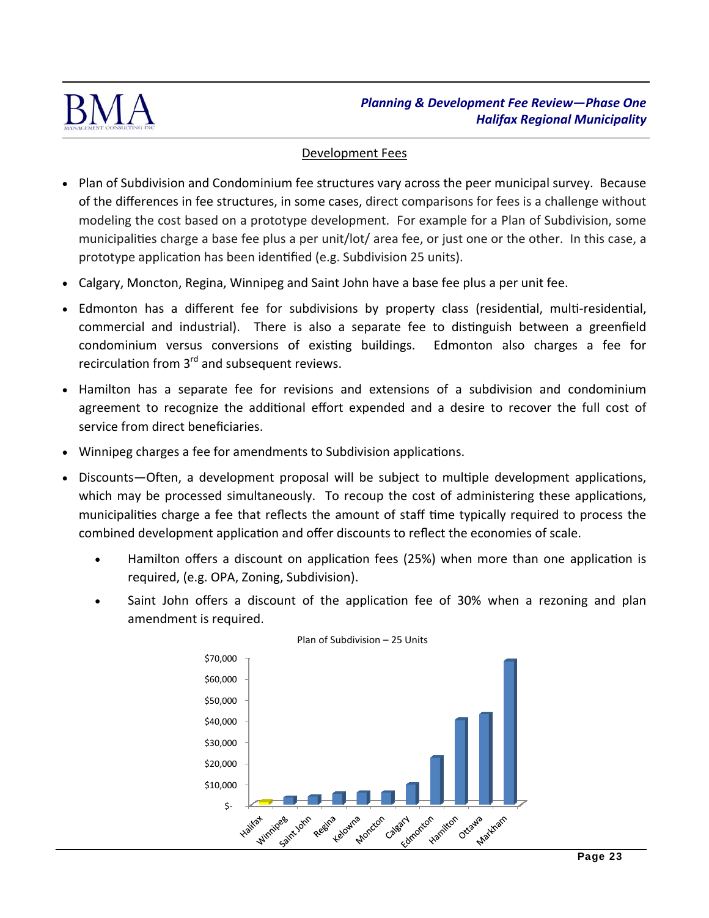## Development Fees

- Plan of Subdivision and Condominium fee structures vary across the peer municipal survey. Because of the differences in fee structures, in some cases, direct comparisons for fees is a challenge without modeling the cost based on a prototype development. For example for a Plan of Subdivision, some municipalities charge a base fee plus a per unit/lot/ area fee, or just one or the other. In this case, a prototype application has been identified (e.g. Subdivision 25 units).
- Calgary, Moncton, Regina, Winnipeg and Saint John have a base fee plus a per unit fee.
- Edmonton has a different fee for subdivisions by property class (residential, multi-residential, commercial and industrial). There is also a separate fee to distinguish between a greenfield condominium versus conversions of existing buildings. Edmonton also charges a fee for recirculation from 3rd and subsequent reviews.
- Hamilton has a separate fee for revisions and extensions of a subdivision and condominium agreement to recognize the additional effort expended and a desire to recover the full cost of service from direct beneficiaries.
- Winnipeg charges a fee for amendments to Subdivision applications.
- Discounts—Often, a development proposal will be subject to multiple development applications, which may be processed simultaneously. To recoup the cost of administering these applications, municipalities charge a fee that reflects the amount of staff time typically required to process the combined development application and offer discounts to reflect the economies of scale.
  - Hamilton offers a discount on application fees (25%) when more than one application is required, (e.g. OPA, Zoning, Subdivision).
  - Saint John offers a discount of the application fee of 30% when a rezoning and plan amendment is required.

Plan of Subdivision – 25 Units

$70,000
$60,000
$50,000
$40,000
$30,000
$20,000
$10,000
$-

Halifax, Winnipeg, Saint John, Regina, Kelowna, Moncton, Calgary, Edmonton, Hamilton, Ottawa, Markham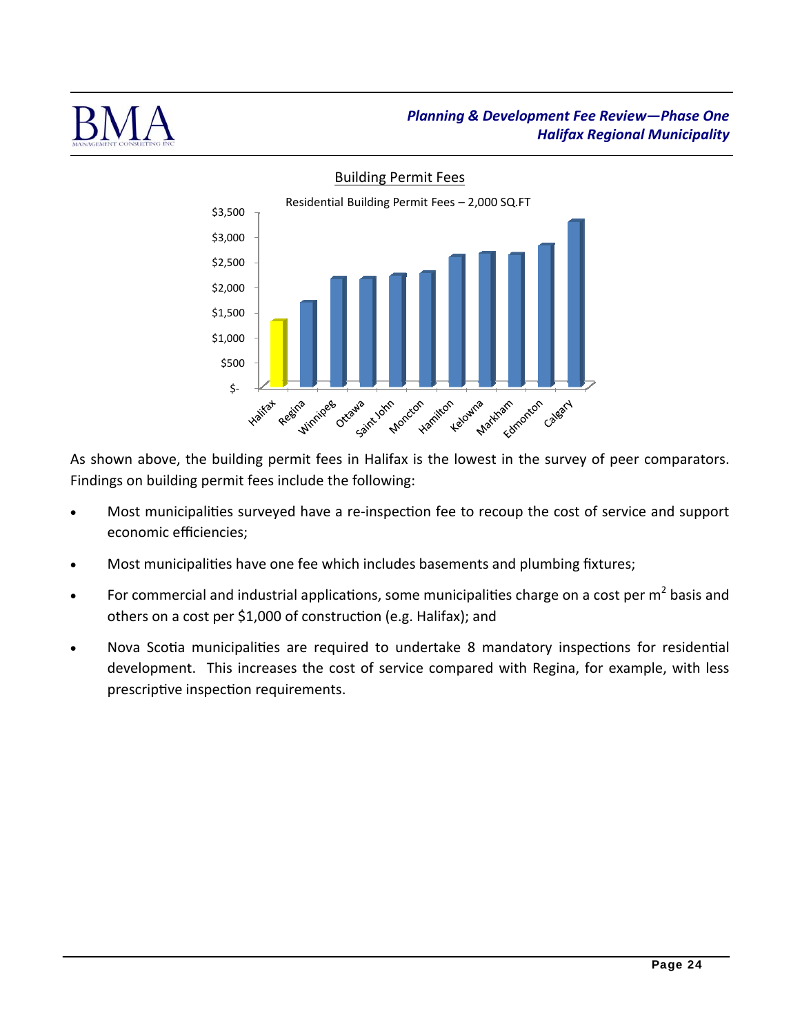## Building Permit Fees

Residential Building Permit Fees – 2,000 SQ.FT

As shown above, the building permit fees in Halifax is the lowest in the survey of peer comparators. Findings on building permit fees include the following:

- Most municipalities surveyed have a re-inspection fee to recoup the cost of service and support economic efficiencies;
- Most municipalities have one fee which includes basements and plumbing fixtures;
- For commercial and industrial applications, some municipalities charge on a cost per $m^2$ basis and others on a cost per $1,000 of construction (e.g. Halifax); and
- Nova Scotia municipalities are required to undertake 8 mandatory inspections for residential development. This increases the cost of service compared with Regina, for example, with less prescriptive inspection requirements.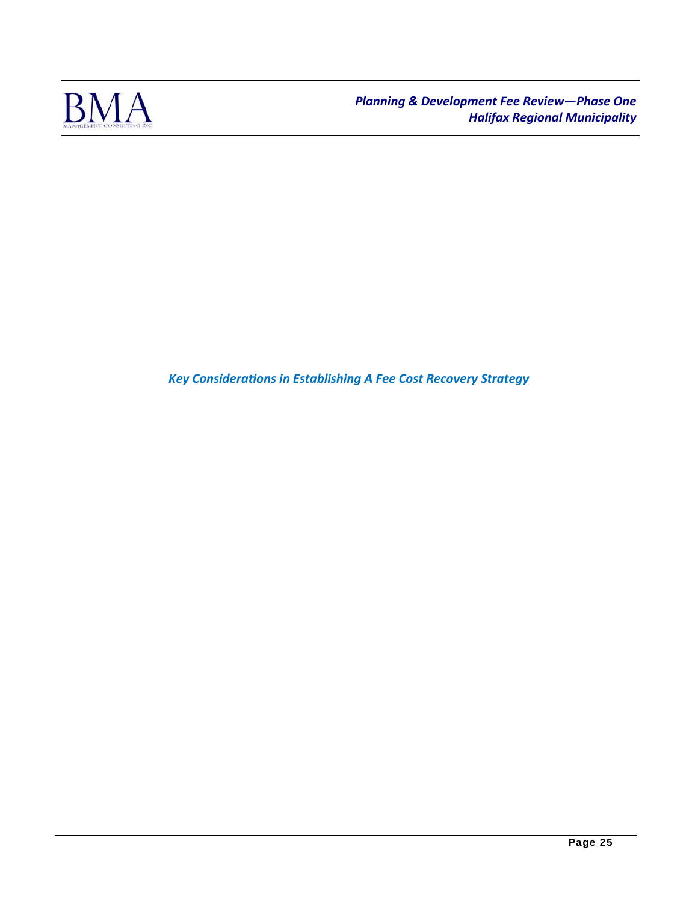## *Key Considerations in Establishing A Fee Cost Recovery Strategy*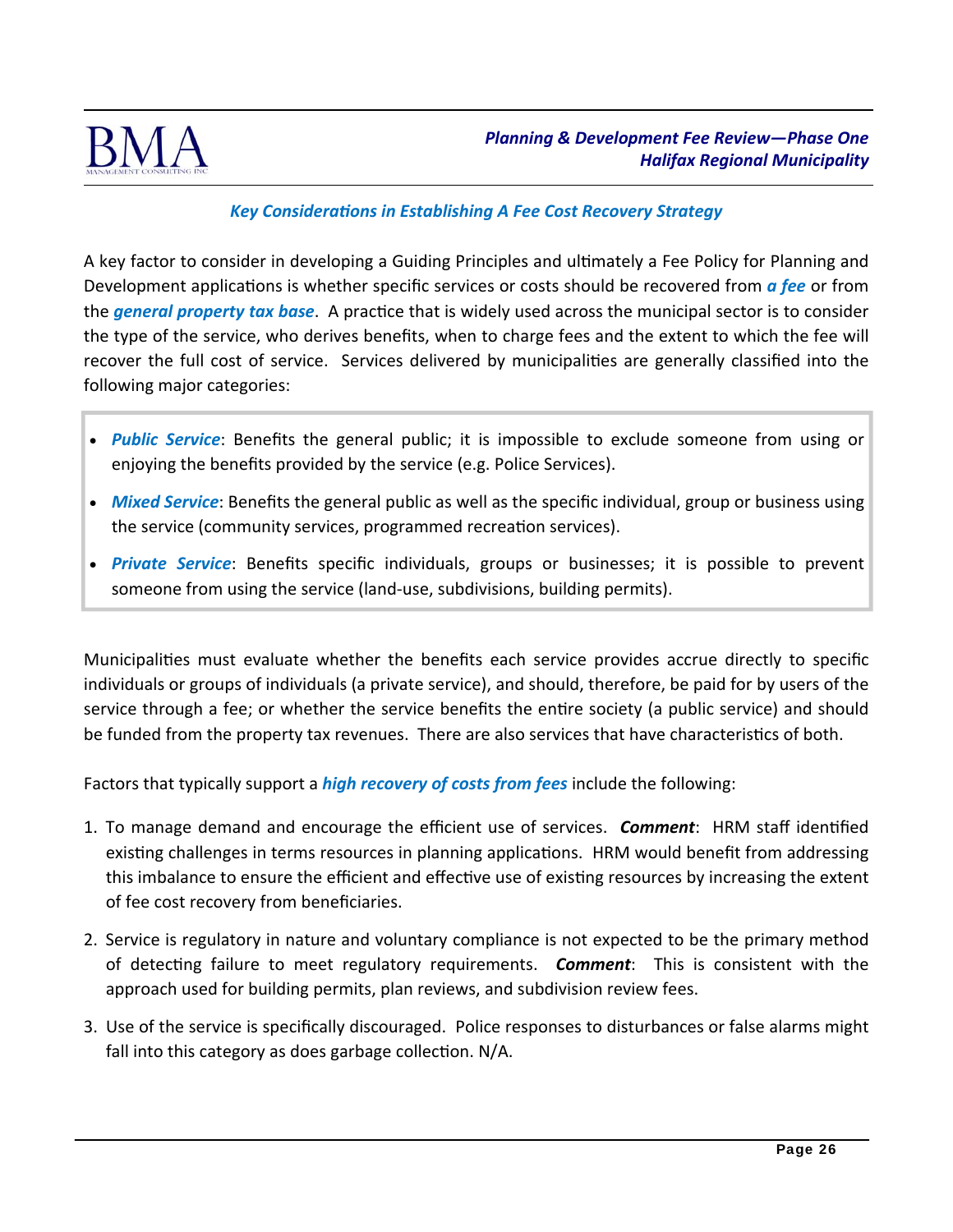### Key Considerations in Establishing A Fee Cost Recovery Strategy

A key factor to consider in developing a Guiding Principles and ultimately a Fee Policy for Planning and Development applications is whether specific services or costs should be recovered from ***a fee*** or from the ***general property tax base***. A practice that is widely used across the municipal sector is to consider the type of the service, who derives benefits, when to charge fees and the extent to which the fee will recover the full cost of service. Services delivered by municipalities are generally classified into the following major categories:

- ***Public Service***: Benefits the general public; it is impossible to exclude someone from using or enjoying the benefits provided by the service (e.g. Police Services).
- ***Mixed Service***: Benefits the general public as well as the specific individual, group or business using the service (community services, programmed recreation services).
- ***Private Service***: Benefits specific individuals, groups or businesses; it is possible to prevent someone from using the service (land-use, subdivisions, building permits).

Municipalities must evaluate whether the benefits each service provides accrue directly to specific individuals or groups of individuals (a private service), and should, therefore, be paid for by users of the service through a fee; or whether the service benefits the entire society (a public service) and should be funded from the property tax revenues. There are also services that have characteristics of both.

Factors that typically support a ***high recovery of costs from fees*** include the following:

1. To manage demand and encourage the efficient use of services. ***Comment***: HRM staff identified existing challenges in terms resources in planning applications. HRM would benefit from addressing this imbalance to ensure the efficient and effective use of existing resources by increasing the extent of fee cost recovery from beneficiaries.
2. Service is regulatory in nature and voluntary compliance is not expected to be the primary method of detecting failure to meet regulatory requirements. ***Comment***: This is consistent with the approach used for building permits, plan reviews, and subdivision review fees.
3. Use of the service is specifically discouraged. Police responses to disturbances or false alarms might fall into this category as does garbage collection. N/A.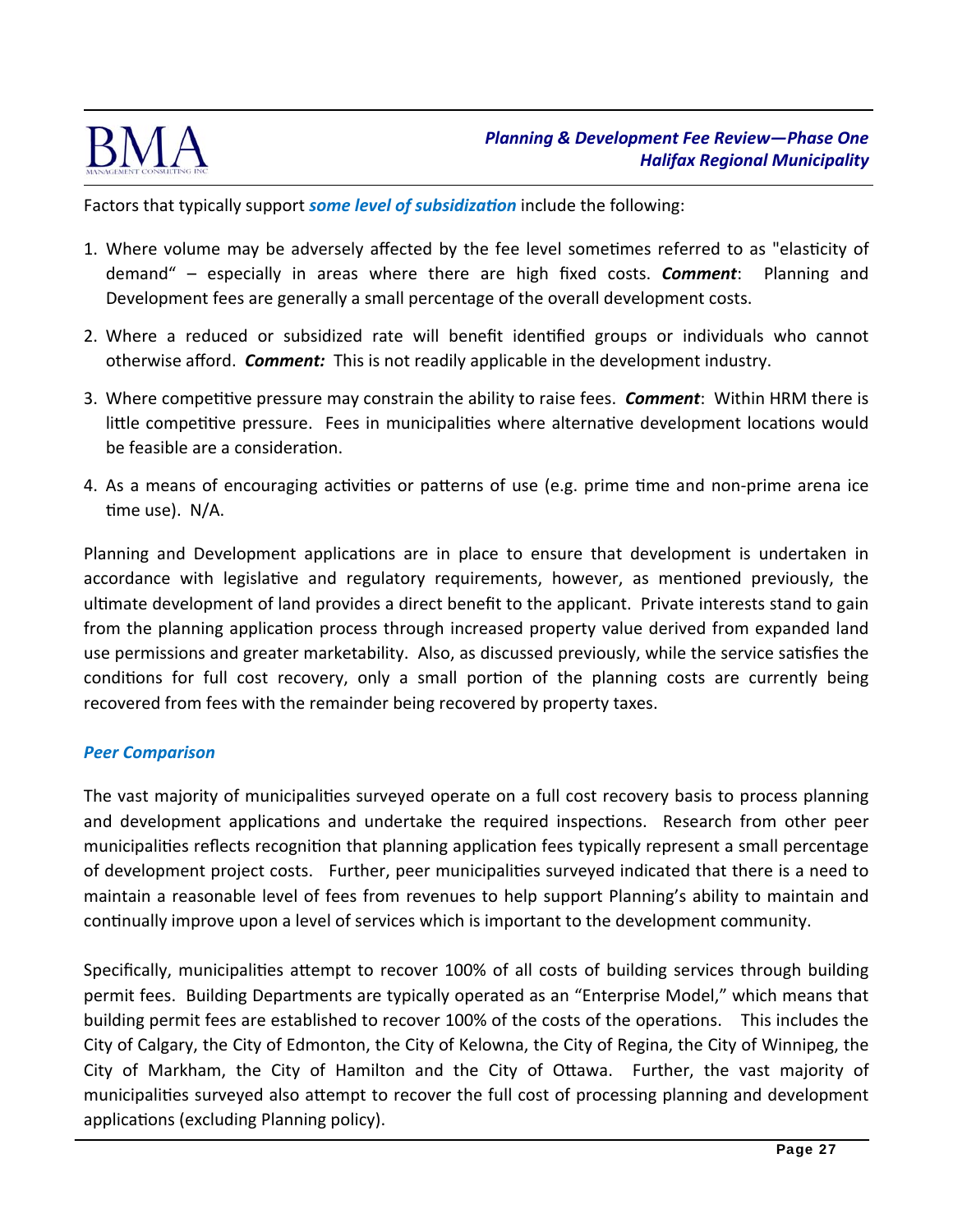Factors that typically support ***some level of subsidization*** include the following:

1. Where volume may be adversely affected by the fee level sometimes referred to as "elasticity of demand" – especially in areas where there are high fixed costs. ***Comment***: Planning and Development fees are generally a small percentage of the overall development costs.

2. Where a reduced or subsidized rate will benefit identified groups or individuals who cannot otherwise afford. ***Comment:*** This is not readily applicable in the development industry.

3. Where competitive pressure may constrain the ability to raise fees. ***Comment***: Within HRM there is little competitive pressure. Fees in municipalities where alternative development locations would be feasible are a consideration.

4. As a means of encouraging activities or patterns of use (e.g. prime time and non-prime arena ice time use). N/A.

Planning and Development applications are in place to ensure that development is undertaken in accordance with legislative and regulatory requirements, however, as mentioned previously, the ultimate development of land provides a direct benefit to the applicant. Private interests stand to gain from the planning application process through increased property value derived from expanded land use permissions and greater marketability. Also, as discussed previously, while the service satisfies the conditions for full cost recovery, only a small portion of the planning costs are currently being recovered from fees with the remainder being recovered by property taxes.

### *Peer Comparison*

The vast majority of municipalities surveyed operate on a full cost recovery basis to process planning and development applications and undertake the required inspections. Research from other peer municipalities reflects recognition that planning application fees typically represent a small percentage of development project costs. Further, peer municipalities surveyed indicated that there is a need to maintain a reasonable level of fees from revenues to help support Planning's ability to maintain and continually improve upon a level of services which is important to the development community.

Specifically, municipalities attempt to recover 100% of all costs of building services through building permit fees. Building Departments are typically operated as an "Enterprise Model," which means that building permit fees are established to recover 100% of the costs of the operations. This includes the City of Calgary, the City of Edmonton, the City of Kelowna, the City of Regina, the City of Winnipeg, the City of Markham, the City of Hamilton and the City of Ottawa. Further, the vast majority of municipalities surveyed also attempt to recover the full cost of processing planning and development applications (excluding Planning policy).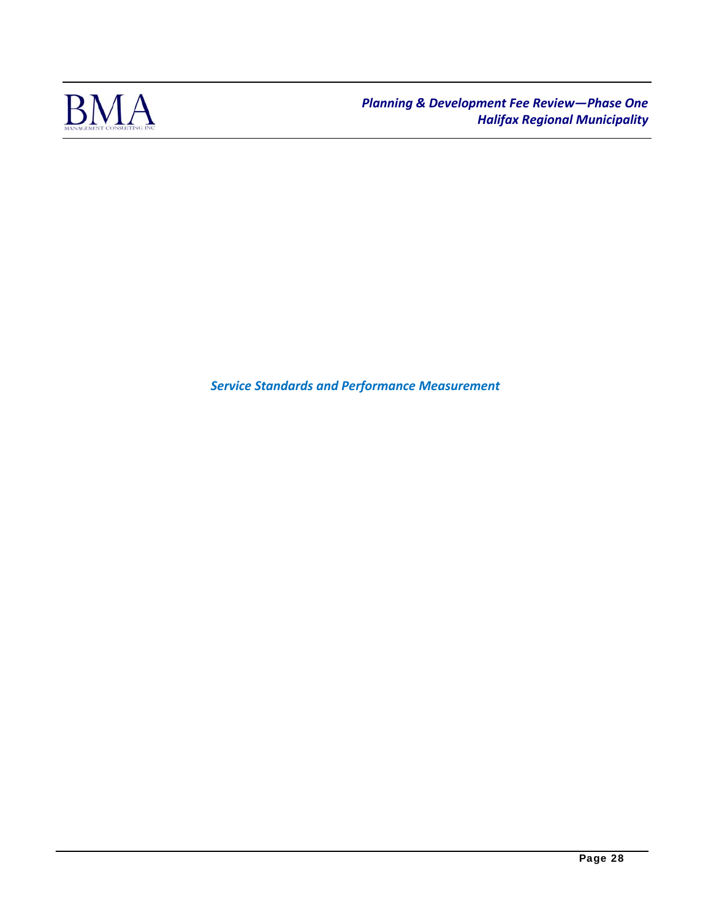# *Service Standards and Performance Measurement*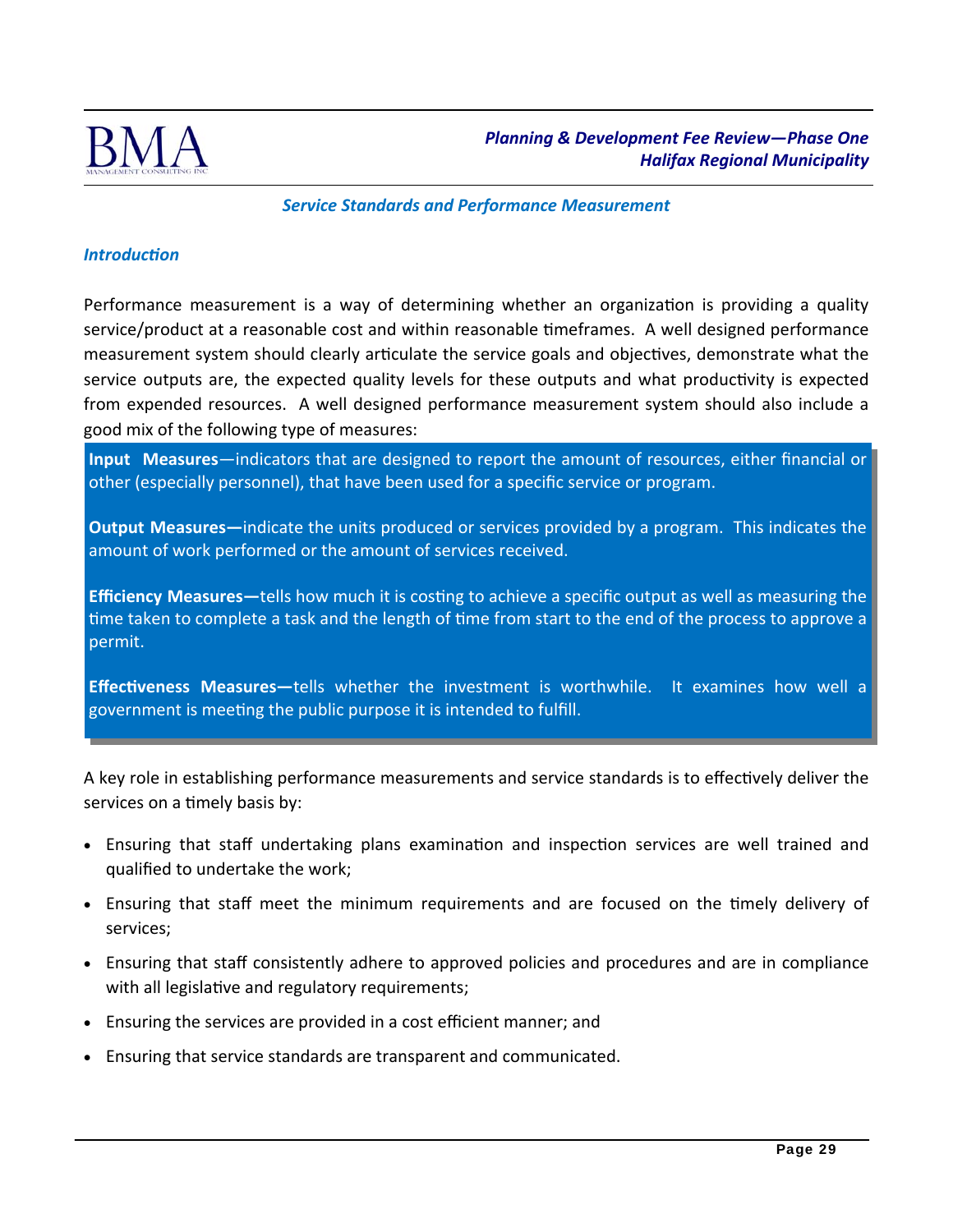## Service Standards and Performance Measurement

### *Introduction*

Performance measurement is a way of determining whether an organization is providing a quality service/product at a reasonable cost and within reasonable timeframes. A well designed performance measurement system should clearly articulate the service goals and objectives, demonstrate what the service outputs are, the expected quality levels for these outputs and what productivity is expected from expended resources. A well designed performance measurement system should also include a good mix of the following type of measures:

**Input Measures**—indicators that are designed to report the amount of resources, either financial or other (especially personnel), that have been used for a specific service or program.

**Output Measures—**indicate the units produced or services provided by a program. This indicates the amount of work performed or the amount of services received.

**Efficiency Measures—**tells how much it is costing to achieve a specific output as well as measuring the time taken to complete a task and the length of time from start to the end of the process to approve a permit.

**Effectiveness Measures—**tells whether the investment is worthwhile. It examines how well a government is meeting the public purpose it is intended to fulfill.

A key role in establishing performance measurements and service standards is to effectively deliver the services on a timely basis by:

- Ensuring that staff undertaking plans examination and inspection services are well trained and qualified to undertake the work;
- Ensuring that staff meet the minimum requirements and are focused on the timely delivery of services;
- Ensuring that staff consistently adhere to approved policies and procedures and are in compliance with all legislative and regulatory requirements;
- Ensuring the services are provided in a cost efficient manner; and
- Ensuring that service standards are transparent and communicated.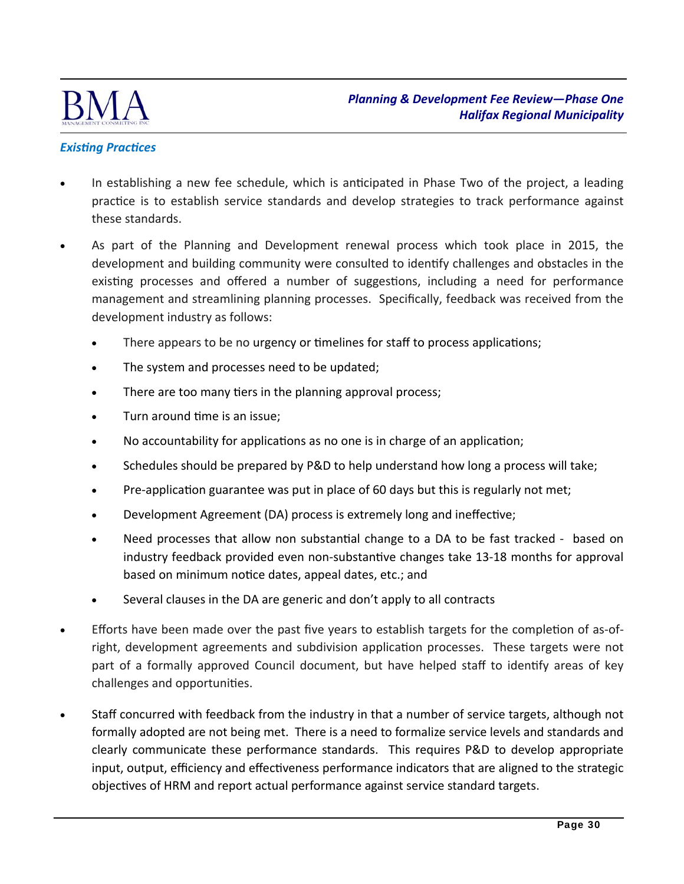### *Existing Practices*

- In establishing a new fee schedule, which is anticipated in Phase Two of the project, a leading practice is to establish service standards and develop strategies to track performance against these standards.
- As part of the Planning and Development renewal process which took place in 2015, the development and building community were consulted to identify challenges and obstacles in the existing processes and offered a number of suggestions, including a need for performance management and streamlining planning processes. Specifically, feedback was received from the development industry as follows:
  - There appears to be no urgency or timelines for staff to process applications;
  - The system and processes need to be updated;
  - There are too many tiers in the planning approval process;
  - Turn around time is an issue;
  - No accountability for applications as no one is in charge of an application;
  - Schedules should be prepared by P&D to help understand how long a process will take;
  - Pre-application guarantee was put in place of 60 days but this is regularly not met;
  - Development Agreement (DA) process is extremely long and ineffective;
  - Need processes that allow non substantial change to a DA to be fast tracked - based on industry feedback provided even non-substantive changes take 13-18 months for approval based on minimum notice dates, appeal dates, etc.; and
  - Several clauses in the DA are generic and don't apply to all contracts
- Efforts have been made over the past five years to establish targets for the completion of as-of-right, development agreements and subdivision application processes. These targets were not part of a formally approved Council document, but have helped staff to identify areas of key challenges and opportunities.
- Staff concurred with feedback from the industry in that a number of service targets, although not formally adopted are not being met. There is a need to formalize service levels and standards and clearly communicate these performance standards. This requires P&D to develop appropriate input, output, efficiency and effectiveness performance indicators that are aligned to the strategic objectives of HRM and report actual performance against service standard targets.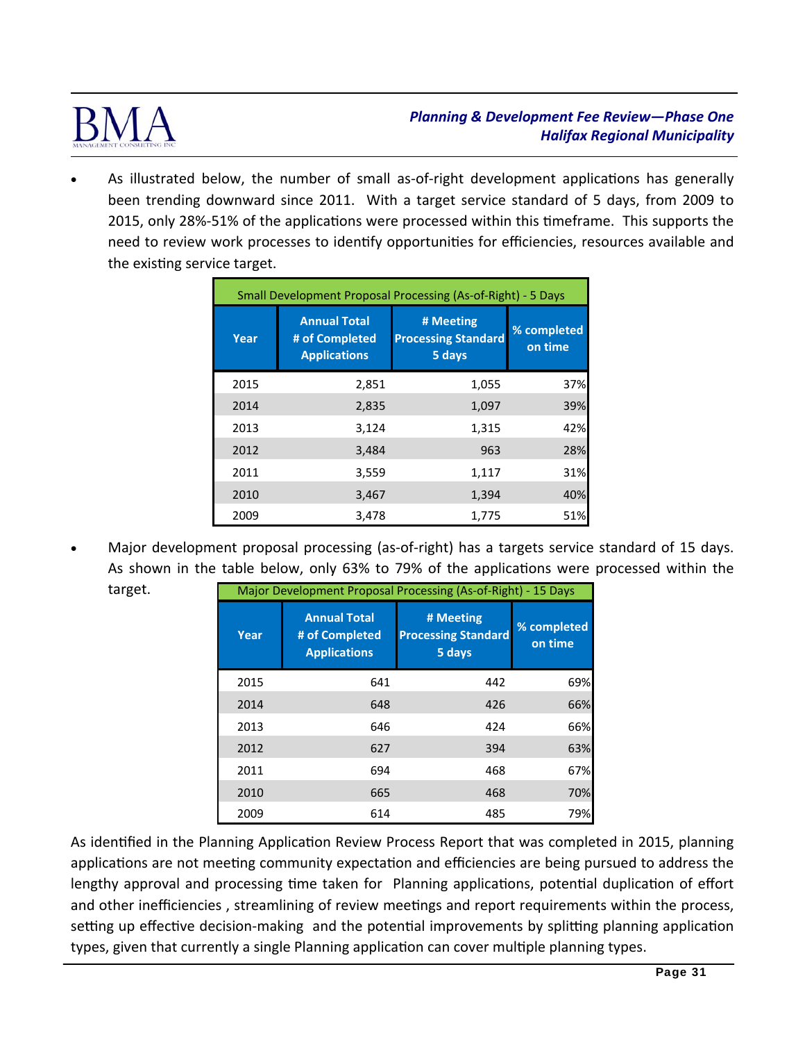- As illustrated below, the number of small as-of-right development applications has generally been trending downward since 2011. With a target service standard of 5 days, from 2009 to 2015, only 28%-51% of the applications were processed within this timeframe. This supports the need to review work processes to identify opportunities for efficiencies, resources available and the existing service target.

| Small Development Proposal Processing (As-of-Right) - 5 Days | | | |
|---|---|---|---|
| Year | Annual Total # of Completed Applications | # Meeting Processing Standard 5 days | % completed on time |
| 2015 | 2,851 | 1,055 | 37% |
| 2014 | 2,835 | 1,097 | 39% |
| 2013 | 3,124 | 1,315 | 42% |
| 2012 | 3,484 | 963 | 28% |
| 2011 | 3,559 | 1,117 | 31% |
| 2010 | 3,467 | 1,394 | 40% |
| 2009 | 3,478 | 1,775 | 51% |

- Major development proposal processing (as-of-right) has a targets service standard of 15 days. As shown in the table below, only 63% to 79% of the applications were processed within the target.

| Major Development Proposal Processing (As-of-Right) - 15 Days | | | |
|---|---|---|---|
| Year | Annual Total # of Completed Applications | # Meeting Processing Standard 5 days | % completed on time |
| 2015 | 641 | 442 | 69% |
| 2014 | 648 | 426 | 66% |
| 2013 | 646 | 424 | 66% |
| 2012 | 627 | 394 | 63% |
| 2011 | 694 | 468 | 67% |
| 2010 | 665 | 468 | 70% |
| 2009 | 614 | 485 | 79% |

As identified in the Planning Application Review Process Report that was completed in 2015, planning applications are not meeting community expectation and efficiencies are being pursued to address the lengthy approval and processing time taken for Planning applications, potential duplication of effort and other inefficiencies , streamlining of review meetings and report requirements within the process, setting up effective decision-making and the potential improvements by splitting planning application types, given that currently a single Planning application can cover multiple planning types.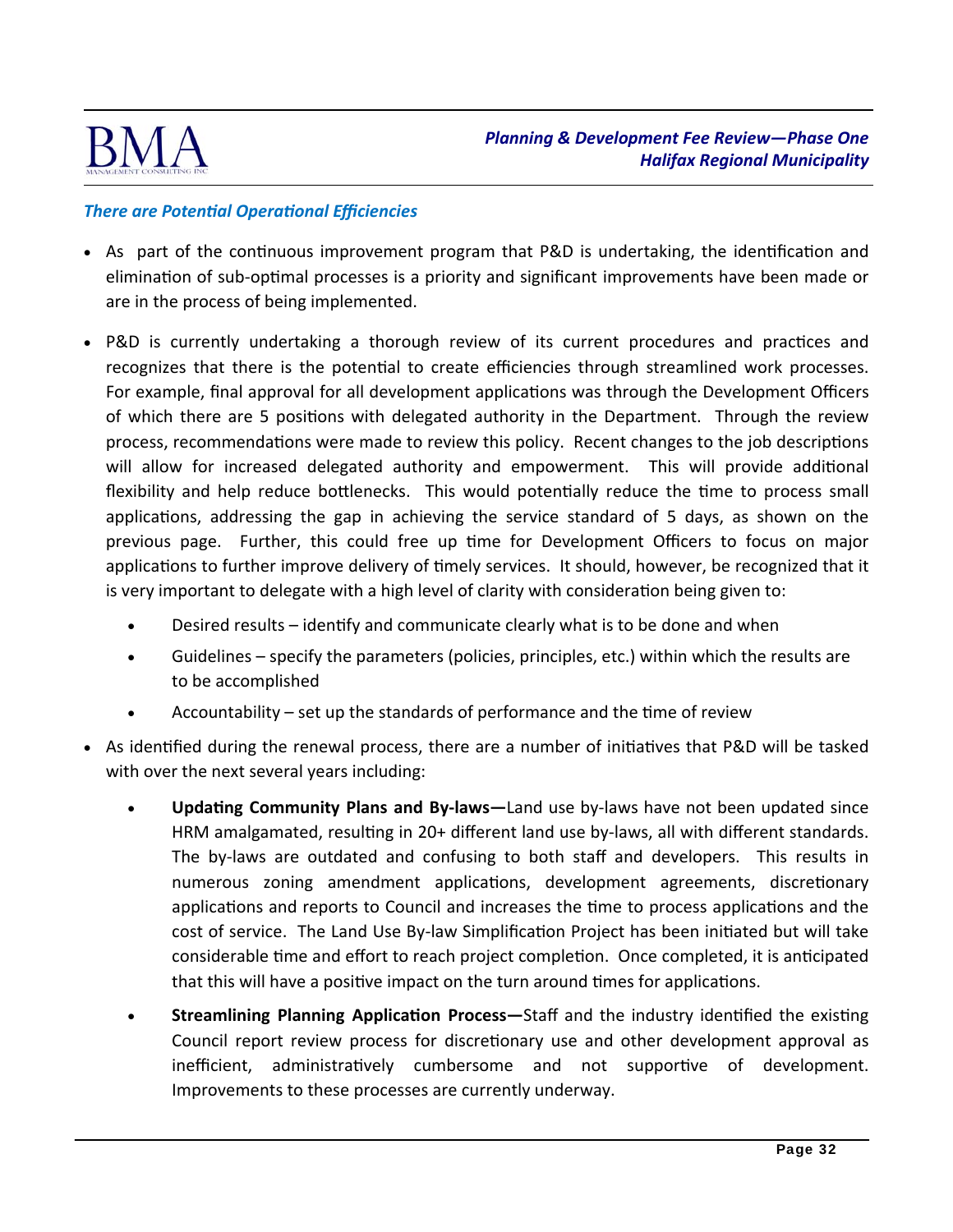### *There are Potential Operational Efficiencies*

- As part of the continuous improvement program that P&D is undertaking, the identification and elimination of sub-optimal processes is a priority and significant improvements have been made or are in the process of being implemented.

- P&D is currently undertaking a thorough review of its current procedures and practices and recognizes that there is the potential to create efficiencies through streamlined work processes. For example, final approval for all development applications was through the Development Officers of which there are 5 positions with delegated authority in the Department. Through the review process, recommendations were made to review this policy. Recent changes to the job descriptions will allow for increased delegated authority and empowerment. This will provide additional flexibility and help reduce bottlenecks. This would potentially reduce the time to process small applications, addressing the gap in achieving the service standard of 5 days, as shown on the previous page. Further, this could free up time for Development Officers to focus on major applications to further improve delivery of timely services. It should, however, be recognized that it is very important to delegate with a high level of clarity with consideration being given to:
  - Desired results – identify and communicate clearly what is to be done and when
  - Guidelines – specify the parameters (policies, principles, etc.) within which the results are to be accomplished
  - Accountability – set up the standards of performance and the time of review

- As identified during the renewal process, there are a number of initiatives that P&D will be tasked with over the next several years including:
  - **Updating Community Plans and By-laws—**Land use by-laws have not been updated since HRM amalgamated, resulting in 20+ different land use by-laws, all with different standards. The by-laws are outdated and confusing to both staff and developers. This results in numerous zoning amendment applications, development agreements, discretionary applications and reports to Council and increases the time to process applications and the cost of service. The Land Use By-law Simplification Project has been initiated but will take considerable time and effort to reach project completion. Once completed, it is anticipated that this will have a positive impact on the turn around times for applications.
  - **Streamlining Planning Application Process—**Staff and the industry identified the existing Council report review process for discretionary use and other development approval as inefficient, administratively cumbersome and not supportive of development. Improvements to these processes are currently underway.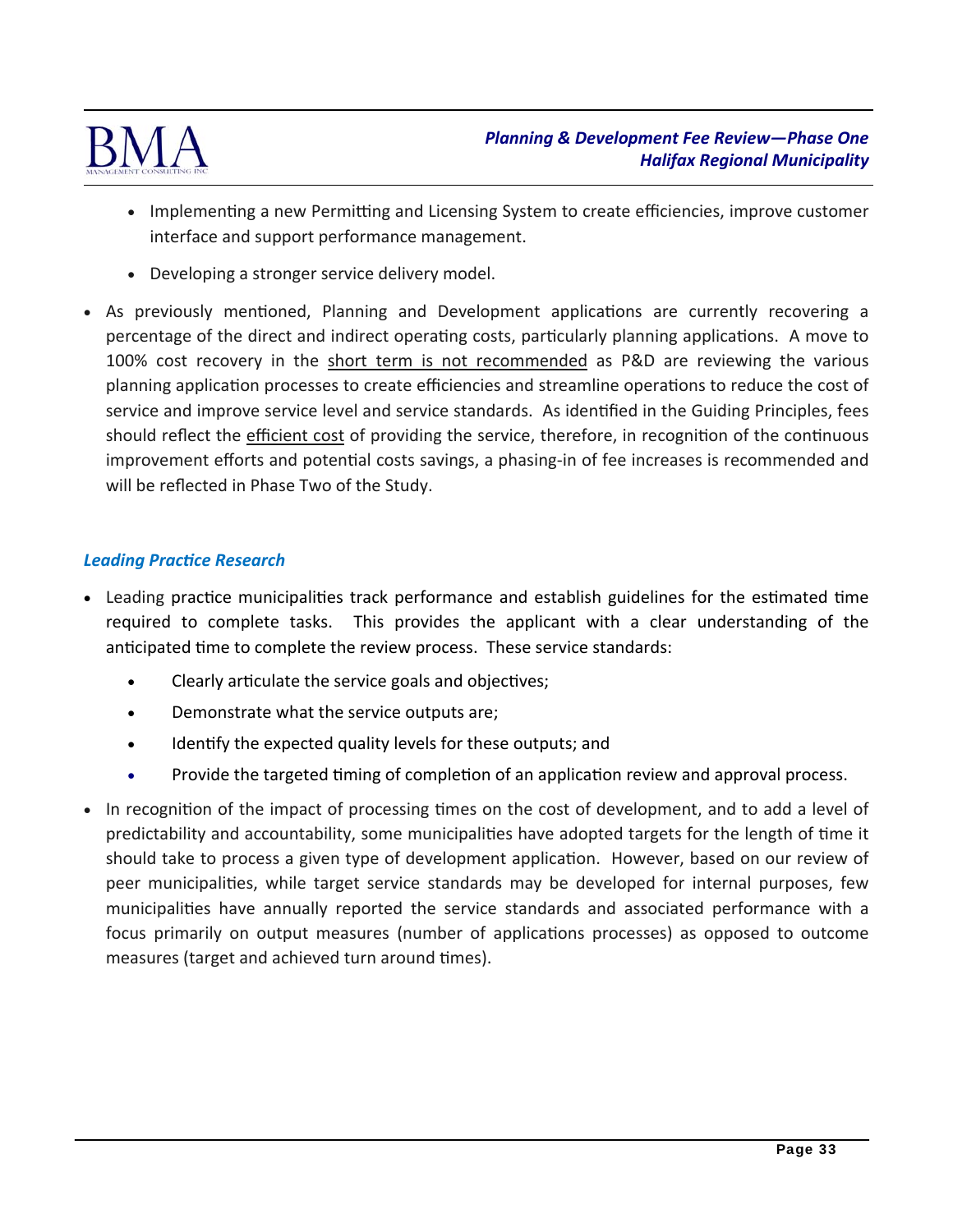- Implementing a new Permitting and Licensing System to create efficiencies, improve customer interface and support performance management.
    - Developing a stronger service delivery model.

- As previously mentioned, Planning and Development applications are currently recovering a percentage of the direct and indirect operating costs, particularly planning applications. A move to 100% cost recovery in the <u>short term is not recommended</u> as P&D are reviewing the various planning application processes to create efficiencies and streamline operations to reduce the cost of service and improve service level and service standards. As identified in the Guiding Principles, fees should reflect the <u>efficient cost</u> of providing the service, therefore, in recognition of the continuous improvement efforts and potential costs savings, a phasing-in of fee increases is recommended and will be reflected in Phase Two of the Study.

### *Leading Practice Research*

- Leading practice municipalities track performance and establish guidelines for the estimated time required to complete tasks. This provides the applicant with a clear understanding of the anticipated time to complete the review process. These service standards:
    - Clearly articulate the service goals and objectives;
    - Demonstrate what the service outputs are;
    - Identify the expected quality levels for these outputs; and
    - Provide the targeted timing of completion of an application review and approval process.
- In recognition of the impact of processing times on the cost of development, and to add a level of predictability and accountability, some municipalities have adopted targets for the length of time it should take to process a given type of development application. However, based on our review of peer municipalities, while target service standards may be developed for internal purposes, few municipalities have annually reported the service standards and associated performance with a focus primarily on output measures (number of applications processes) as opposed to outcome measures (target and achieved turn around times).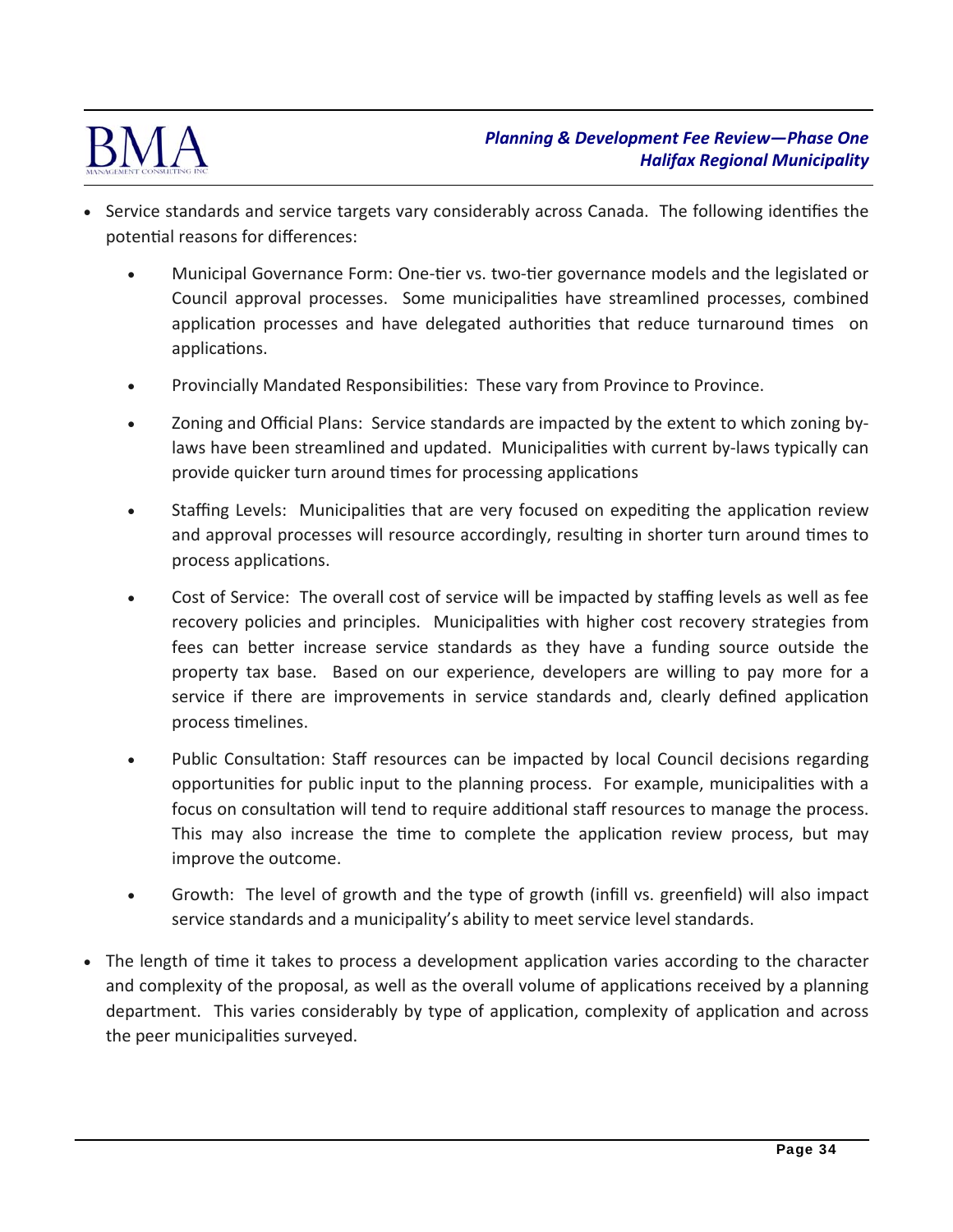- Service standards and service targets vary considerably across Canada. The following identifies the potential reasons for differences:
  - Municipal Governance Form: One-tier vs. two-tier governance models and the legislated or Council approval processes. Some municipalities have streamlined processes, combined application processes and have delegated authorities that reduce turnaround times on applications.
  - Provincially Mandated Responsibilities: These vary from Province to Province.
  - Zoning and Official Plans: Service standards are impacted by the extent to which zoning by-laws have been streamlined and updated. Municipalities with current by-laws typically can provide quicker turn around times for processing applications
  - Staffing Levels: Municipalities that are very focused on expediting the application review and approval processes will resource accordingly, resulting in shorter turn around times to process applications.
  - Cost of Service: The overall cost of service will be impacted by staffing levels as well as fee recovery policies and principles. Municipalities with higher cost recovery strategies from fees can better increase service standards as they have a funding source outside the property tax base. Based on our experience, developers are willing to pay more for a service if there are improvements in service standards and, clearly defined application process timelines.
  - Public Consultation: Staff resources can be impacted by local Council decisions regarding opportunities for public input to the planning process. For example, municipalities with a focus on consultation will tend to require additional staff resources to manage the process. This may also increase the time to complete the application review process, but may improve the outcome.
  - Growth: The level of growth and the type of growth (infill vs. greenfield) will also impact service standards and a municipality's ability to meet service level standards.
- The length of time it takes to process a development application varies according to the character and complexity of the proposal, as well as the overall volume of applications received by a planning department. This varies considerably by type of application, complexity of application and across the peer municipalities surveyed.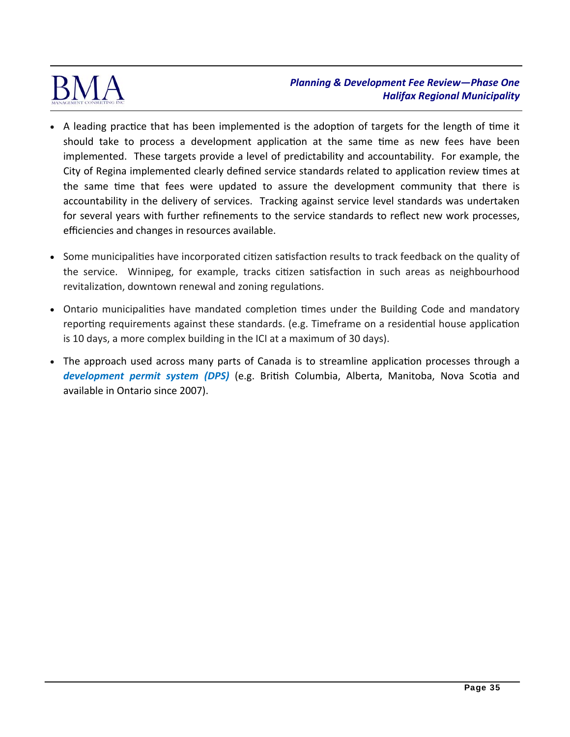- A leading practice that has been implemented is the adoption of targets for the length of time it should take to process a development application at the same time as new fees have been implemented. These targets provide a level of predictability and accountability. For example, the City of Regina implemented clearly defined service standards related to application review times at the same time that fees were updated to assure the development community that there is accountability in the delivery of services. Tracking against service level standards was undertaken for several years with further refinements to the service standards to reflect new work processes, efficiencies and changes in resources available.

- Some municipalities have incorporated citizen satisfaction results to track feedback on the quality of the service. Winnipeg, for example, tracks citizen satisfaction in such areas as neighbourhood revitalization, downtown renewal and zoning regulations.

- Ontario municipalities have mandated completion times under the Building Code and mandatory reporting requirements against these standards. (e.g. Timeframe on a residential house application is 10 days, a more complex building in the ICI at a maximum of 30 days).

- The approach used across many parts of Canada is to streamline application processes through a ***development permit system (DPS)*** (e.g. British Columbia, Alberta, Manitoba, Nova Scotia and available in Ontario since 2007).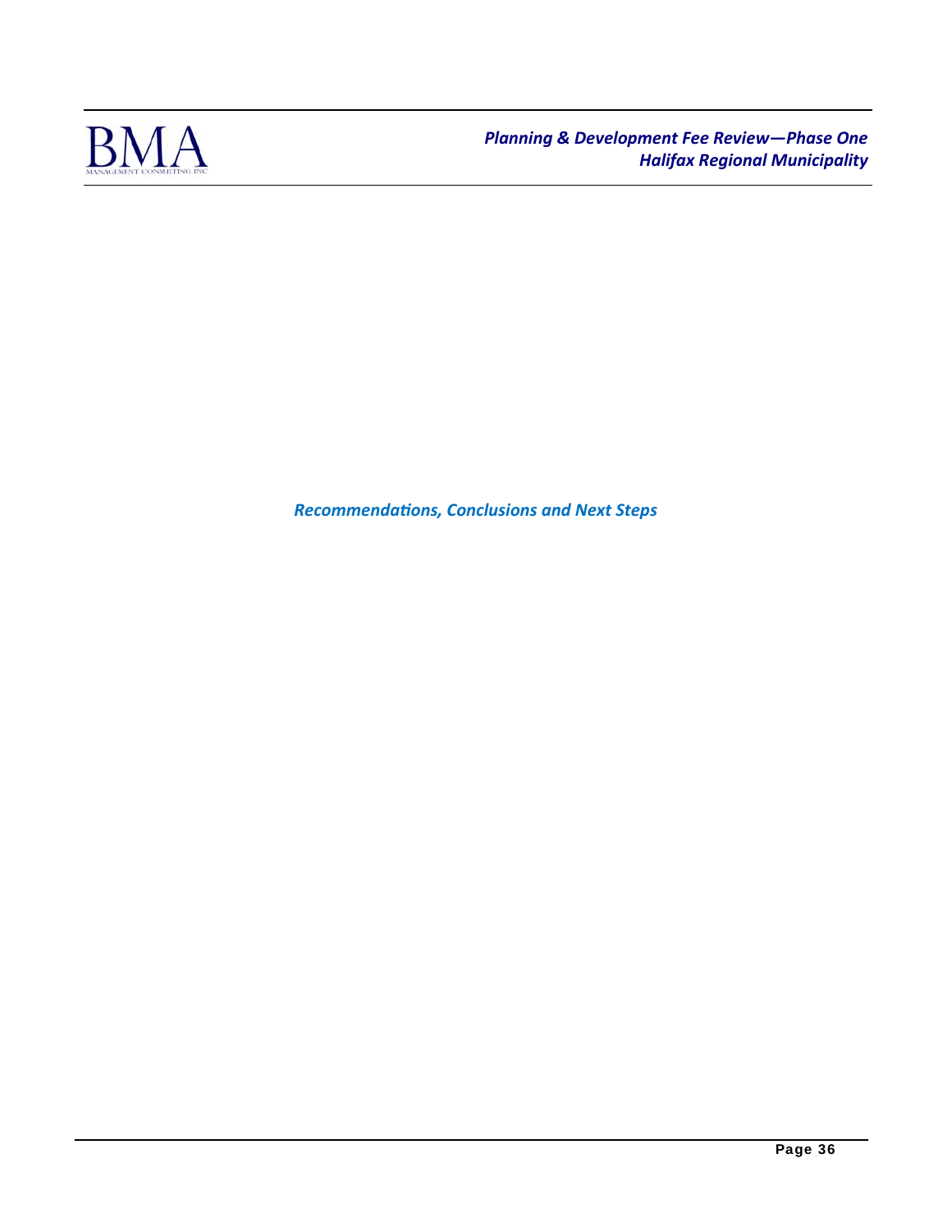# *Recommendations, Conclusions and Next Steps*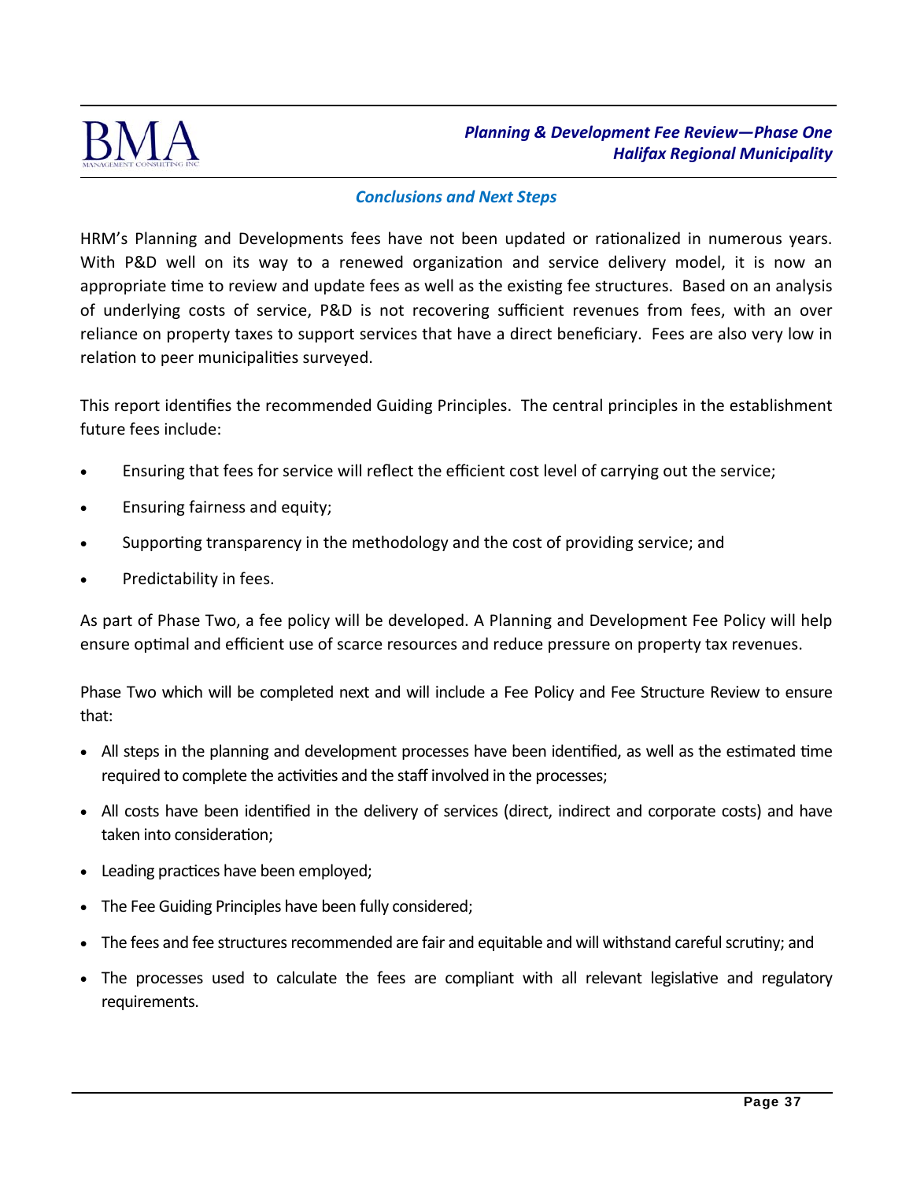## Conclusions and Next Steps

HRM's Planning and Developments fees have not been updated or rationalized in numerous years. With P&D well on its way to a renewed organization and service delivery model, it is now an appropriate time to review and update fees as well as the existing fee structures. Based on an analysis of underlying costs of service, P&D is not recovering sufficient revenues from fees, with an over reliance on property taxes to support services that have a direct beneficiary. Fees are also very low in relation to peer municipalities surveyed.

This report identifies the recommended Guiding Principles. The central principles in the establishment future fees include:

- Ensuring that fees for service will reflect the efficient cost level of carrying out the service;
- Ensuring fairness and equity;
- Supporting transparency in the methodology and the cost of providing service; and
- Predictability in fees.

As part of Phase Two, a fee policy will be developed. A Planning and Development Fee Policy will help ensure optimal and efficient use of scarce resources and reduce pressure on property tax revenues.

Phase Two which will be completed next and will include a Fee Policy and Fee Structure Review to ensure that:

- All steps in the planning and development processes have been identified, as well as the estimated time required to complete the activities and the staff involved in the processes;
- All costs have been identified in the delivery of services (direct, indirect and corporate costs) and have taken into consideration;
- Leading practices have been employed;
- The Fee Guiding Principles have been fully considered;
- The fees and fee structures recommended are fair and equitable and will withstand careful scrutiny; and
- The processes used to calculate the fees are compliant with all relevant legislative and regulatory requirements.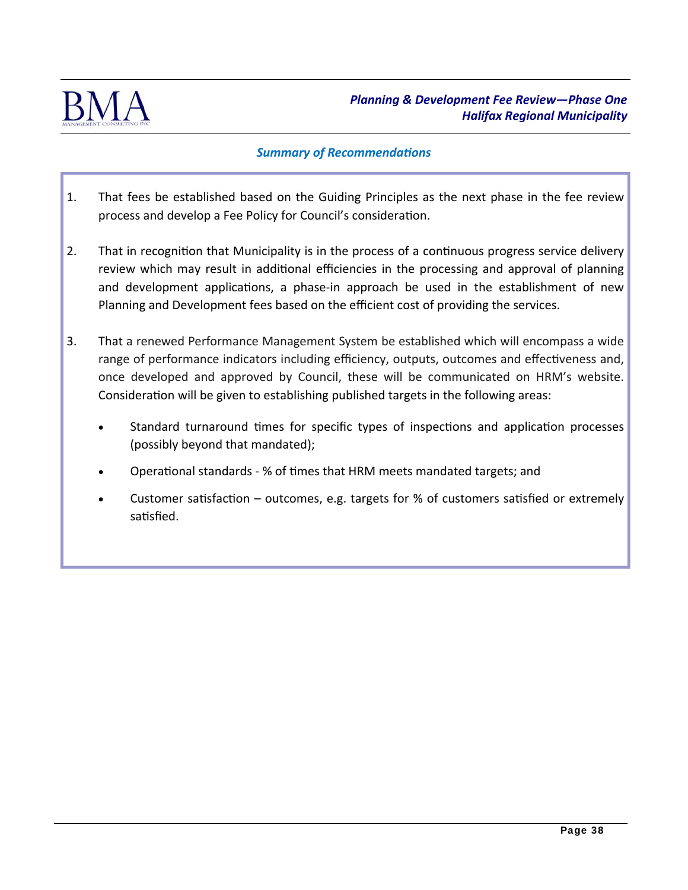## *Summary of Recommendations*

1. That fees be established based on the Guiding Principles as the next phase in the fee review process and develop a Fee Policy for Council's consideration.

2. That in recognition that Municipality is in the process of a continuous progress service delivery review which may result in additional efficiencies in the processing and approval of planning and development applications, a phase-in approach be used in the establishment of new Planning and Development fees based on the efficient cost of providing the services.

3. That a renewed Performance Management System be established which will encompass a wide range of performance indicators including efficiency, outputs, outcomes and effectiveness and, once developed and approved by Council, these will be communicated on HRM's website. Consideration will be given to establishing published targets in the following areas:

   - Standard turnaround times for specific types of inspections and application processes (possibly beyond that mandated);
   - Operational standards - % of times that HRM meets mandated targets; and
   - Customer satisfaction – outcomes, e.g. targets for % of customers satisfied or extremely satisfied.